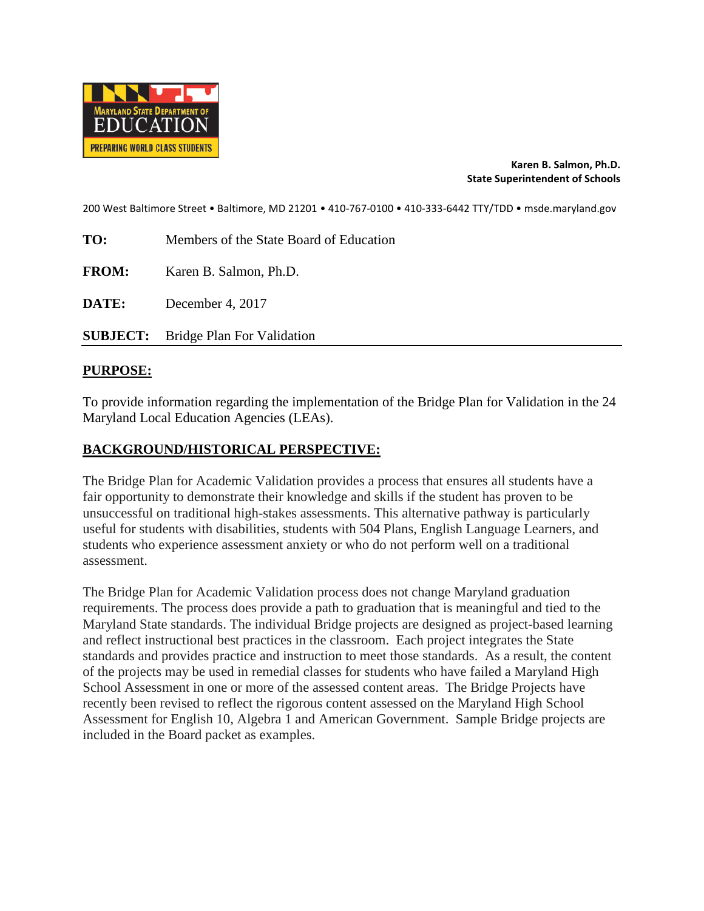**Karen B. Salmon, Ph.D.**
**State Superintendent of Schools**

200 West Baltimore Street • Baltimore, MD 21201 • 410-767-0100 • 410-333-6442 TTY/TDD • msde.maryland.gov

**TO:** Members of the State Board of Education

**FROM:** Karen B. Salmon, Ph.D.

**DATE:** December 4, 2017

**SUBJECT:** Bridge Plan For Validation

## PURPOSE:

To provide information regarding the implementation of the Bridge Plan for Validation in the 24 Maryland Local Education Agencies (LEAs).

## BACKGROUND/HISTORICAL PERSPECTIVE:

The Bridge Plan for Academic Validation provides a process that ensures all students have a fair opportunity to demonstrate their knowledge and skills if the student has proven to be unsuccessful on traditional high-stakes assessments. This alternative pathway is particularly useful for students with disabilities, students with 504 Plans, English Language Learners, and students who experience assessment anxiety or who do not perform well on a traditional assessment.

The Bridge Plan for Academic Validation process does not change Maryland graduation requirements. The process does provide a path to graduation that is meaningful and tied to the Maryland State standards. The individual Bridge projects are designed as project-based learning and reflect instructional best practices in the classroom. Each project integrates the State standards and provides practice and instruction to meet those standards. As a result, the content of the projects may be used in remedial classes for students who have failed a Maryland High School Assessment in one or more of the assessed content areas. The Bridge Projects have recently been revised to reflect the rigorous content assessed on the Maryland High School Assessment for English 10, Algebra 1 and American Government. Sample Bridge projects are included in the Board packet as examples.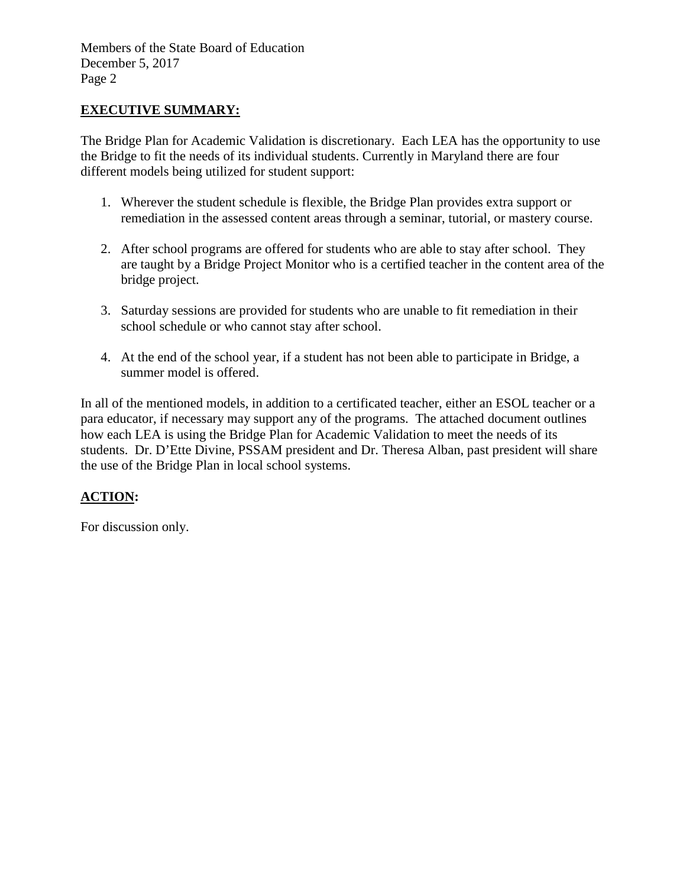**EXECUTIVE SUMMARY:**

The Bridge Plan for Academic Validation is discretionary. Each LEA has the opportunity to use the Bridge to fit the needs of its individual students. Currently in Maryland there are four different models being utilized for student support:

1. Wherever the student schedule is flexible, the Bridge Plan provides extra support or remediation in the assessed content areas through a seminar, tutorial, or mastery course.

2. After school programs are offered for students who are able to stay after school. They are taught by a Bridge Project Monitor who is a certified teacher in the content area of the bridge project.

3. Saturday sessions are provided for students who are unable to fit remediation in their school schedule or who cannot stay after school.

4. At the end of the school year, if a student has not been able to participate in Bridge, a summer model is offered.

In all of the mentioned models, in addition to a certificated teacher, either an ESOL teacher or a para educator, if necessary may support any of the programs. The attached document outlines how each LEA is using the Bridge Plan for Academic Validation to meet the needs of its students. Dr. D'Ette Divine, PSSAM president and Dr. Theresa Alban, past president will share the use of the Bridge Plan in local school systems.

**ACTION:**

For discussion only.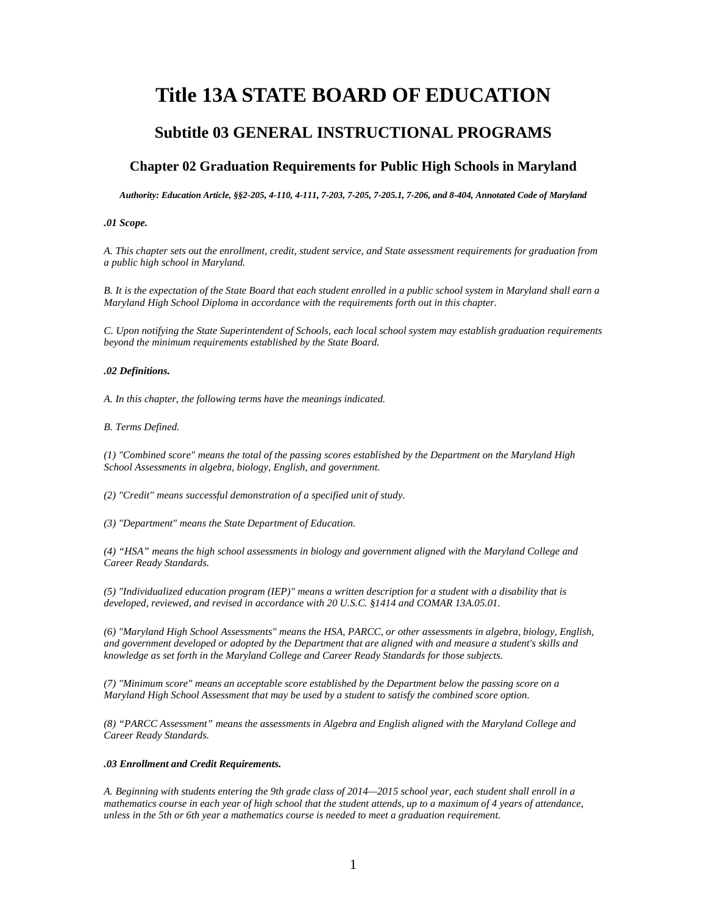# Title 13A STATE BOARD OF EDUCATION

## Subtitle 03 GENERAL INSTRUCTIONAL PROGRAMS

### Chapter 02 Graduation Requirements for Public High Schools in Maryland

***Authority: Education Article, §§2-205, 4-110, 4-111, 7-203, 7-205, 7-205.1, 7-206, and 8-404, Annotated Code of Maryland***

***.01 Scope.***

*A. This chapter sets out the enrollment, credit, student service, and State assessment requirements for graduation from a public high school in Maryland.*

*B. It is the expectation of the State Board that each student enrolled in a public school system in Maryland shall earn a Maryland High School Diploma in accordance with the requirements forth out in this chapter.*

*C. Upon notifying the State Superintendent of Schools, each local school system may establish graduation requirements beyond the minimum requirements established by the State Board.*

***.02 Definitions.***

*A. In this chapter, the following terms have the meanings indicated.*

*B. Terms Defined.*

*(1) "Combined score" means the total of the passing scores established by the Department on the Maryland High School Assessments in algebra, biology, English, and government.*

*(2) "Credit" means successful demonstration of a specified unit of study.*

*(3) "Department" means the State Department of Education.*

*(4) "HSA" means the high school assessments in biology and government aligned with the Maryland College and Career Ready Standards.*

*(5) "Individualized education program (IEP)" means a written description for a student with a disability that is developed, reviewed, and revised in accordance with 20 U.S.C. §1414 and COMAR 13A.05.01.*

*(6) "Maryland High School Assessments" means the HSA, PARCC, or other assessments in algebra, biology, English, and government developed or adopted by the Department that are aligned with and measure a student's skills and knowledge as set forth in the Maryland College and Career Ready Standards for those subjects.*

*(7) "Minimum score" means an acceptable score established by the Department below the passing score on a Maryland High School Assessment that may be used by a student to satisfy the combined score option.*

*(8) "PARCC Assessment" means the assessments in Algebra and English aligned with the Maryland College and Career Ready Standards.*

***.03 Enrollment and Credit Requirements.***

*A. Beginning with students entering the 9th grade class of 2014—2015 school year, each student shall enroll in a mathematics course in each year of high school that the student attends, up to a maximum of 4 years of attendance, unless in the 5th or 6th year a mathematics course is needed to meet a graduation requirement.*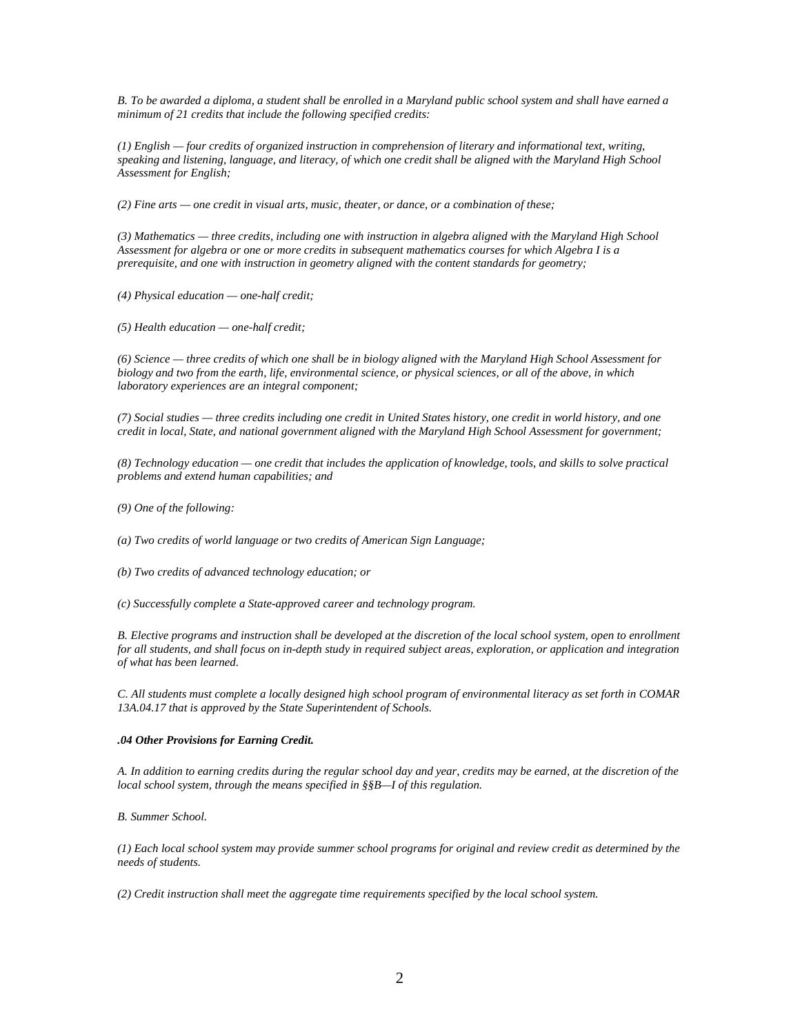*B. To be awarded a diploma, a student shall be enrolled in a Maryland public school system and shall have earned a minimum of 21 credits that include the following specified credits:*

*(1) English — four credits of organized instruction in comprehension of literary and informational text, writing, speaking and listening, language, and literacy, of which one credit shall be aligned with the Maryland High School Assessment for English;*

*(2) Fine arts — one credit in visual arts, music, theater, or dance, or a combination of these;*

*(3) Mathematics — three credits, including one with instruction in algebra aligned with the Maryland High School Assessment for algebra or one or more credits in subsequent mathematics courses for which Algebra I is a prerequisite, and one with instruction in geometry aligned with the content standards for geometry;*

*(4) Physical education — one-half credit;*

*(5) Health education — one-half credit;*

*(6) Science — three credits of which one shall be in biology aligned with the Maryland High School Assessment for biology and two from the earth, life, environmental science, or physical sciences, or all of the above, in which laboratory experiences are an integral component;*

*(7) Social studies — three credits including one credit in United States history, one credit in world history, and one credit in local, State, and national government aligned with the Maryland High School Assessment for government;*

*(8) Technology education — one credit that includes the application of knowledge, tools, and skills to solve practical problems and extend human capabilities; and*

*(9) One of the following:*

*(a) Two credits of world language or two credits of American Sign Language;*

*(b) Two credits of advanced technology education; or*

*(c) Successfully complete a State-approved career and technology program.*

*B. Elective programs and instruction shall be developed at the discretion of the local school system, open to enrollment for all students, and shall focus on in-depth study in required subject areas, exploration, or application and integration of what has been learned.*

*C. All students must complete a locally designed high school program of environmental literacy as set forth in COMAR 13A.04.17 that is approved by the State Superintendent of Schools.*

***.04 Other Provisions for Earning Credit.***

*A. In addition to earning credits during the regular school day and year, credits may be earned, at the discretion of the local school system, through the means specified in §§B—I of this regulation.*

*B. Summer School.*

*(1) Each local school system may provide summer school programs for original and review credit as determined by the needs of students.*

*(2) Credit instruction shall meet the aggregate time requirements specified by the local school system.*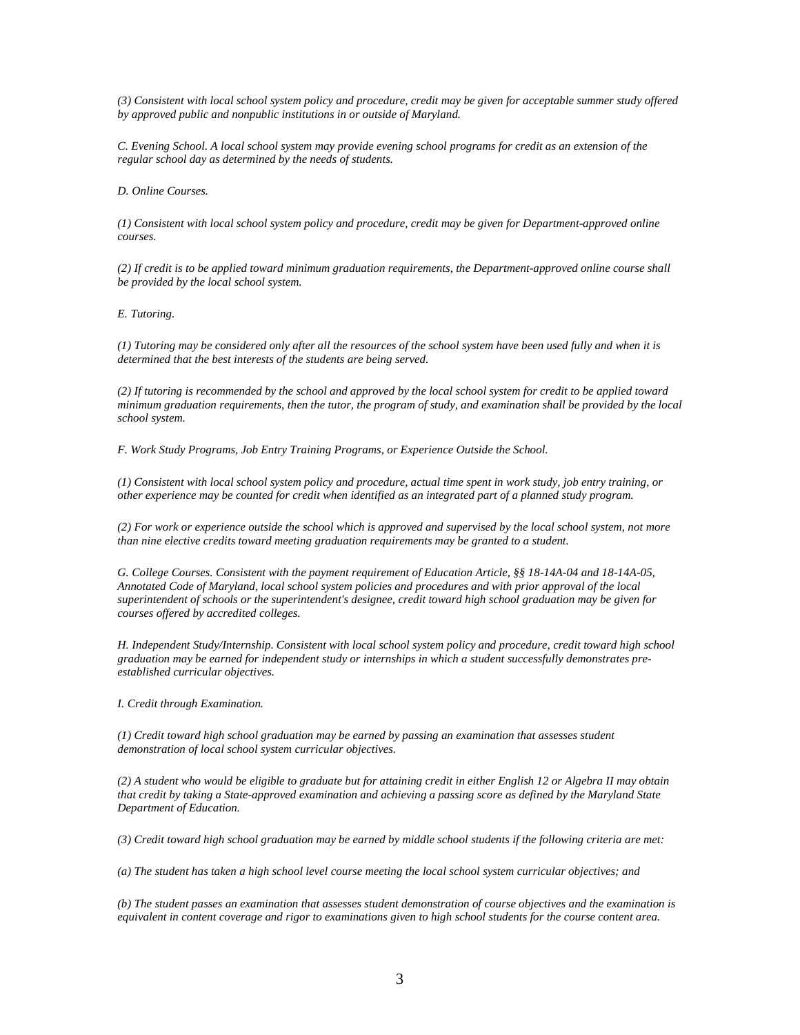*(3) Consistent with local school system policy and procedure, credit may be given for acceptable summer study offered by approved public and nonpublic institutions in or outside of Maryland.*

*C. Evening School. A local school system may provide evening school programs for credit as an extension of the regular school day as determined by the needs of students.*

*D. Online Courses.*

*(1) Consistent with local school system policy and procedure, credit may be given for Department-approved online courses.*

*(2) If credit is to be applied toward minimum graduation requirements, the Department-approved online course shall be provided by the local school system.*

*E. Tutoring.*

*(1) Tutoring may be considered only after all the resources of the school system have been used fully and when it is determined that the best interests of the students are being served.*

*(2) If tutoring is recommended by the school and approved by the local school system for credit to be applied toward minimum graduation requirements, then the tutor, the program of study, and examination shall be provided by the local school system.*

*F. Work Study Programs, Job Entry Training Programs, or Experience Outside the School.*

*(1) Consistent with local school system policy and procedure, actual time spent in work study, job entry training, or other experience may be counted for credit when identified as an integrated part of a planned study program.*

*(2) For work or experience outside the school which is approved and supervised by the local school system, not more than nine elective credits toward meeting graduation requirements may be granted to a student.*

*G. College Courses. Consistent with the payment requirement of Education Article, §§ 18-14A-04 and 18-14A-05, Annotated Code of Maryland, local school system policies and procedures and with prior approval of the local superintendent of schools or the superintendent's designee, credit toward high school graduation may be given for courses offered by accredited colleges.*

*H. Independent Study/Internship. Consistent with local school system policy and procedure, credit toward high school graduation may be earned for independent study or internships in which a student successfully demonstrates pre-established curricular objectives.*

*I. Credit through Examination.*

*(1) Credit toward high school graduation may be earned by passing an examination that assesses student demonstration of local school system curricular objectives.*

*(2) A student who would be eligible to graduate but for attaining credit in either English 12 or Algebra II may obtain that credit by taking a State-approved examination and achieving a passing score as defined by the Maryland State Department of Education.*

*(3) Credit toward high school graduation may be earned by middle school students if the following criteria are met:*

*(a) The student has taken a high school level course meeting the local school system curricular objectives; and*

*(b) The student passes an examination that assesses student demonstration of course objectives and the examination is equivalent in content coverage and rigor to examinations given to high school students for the course content area.*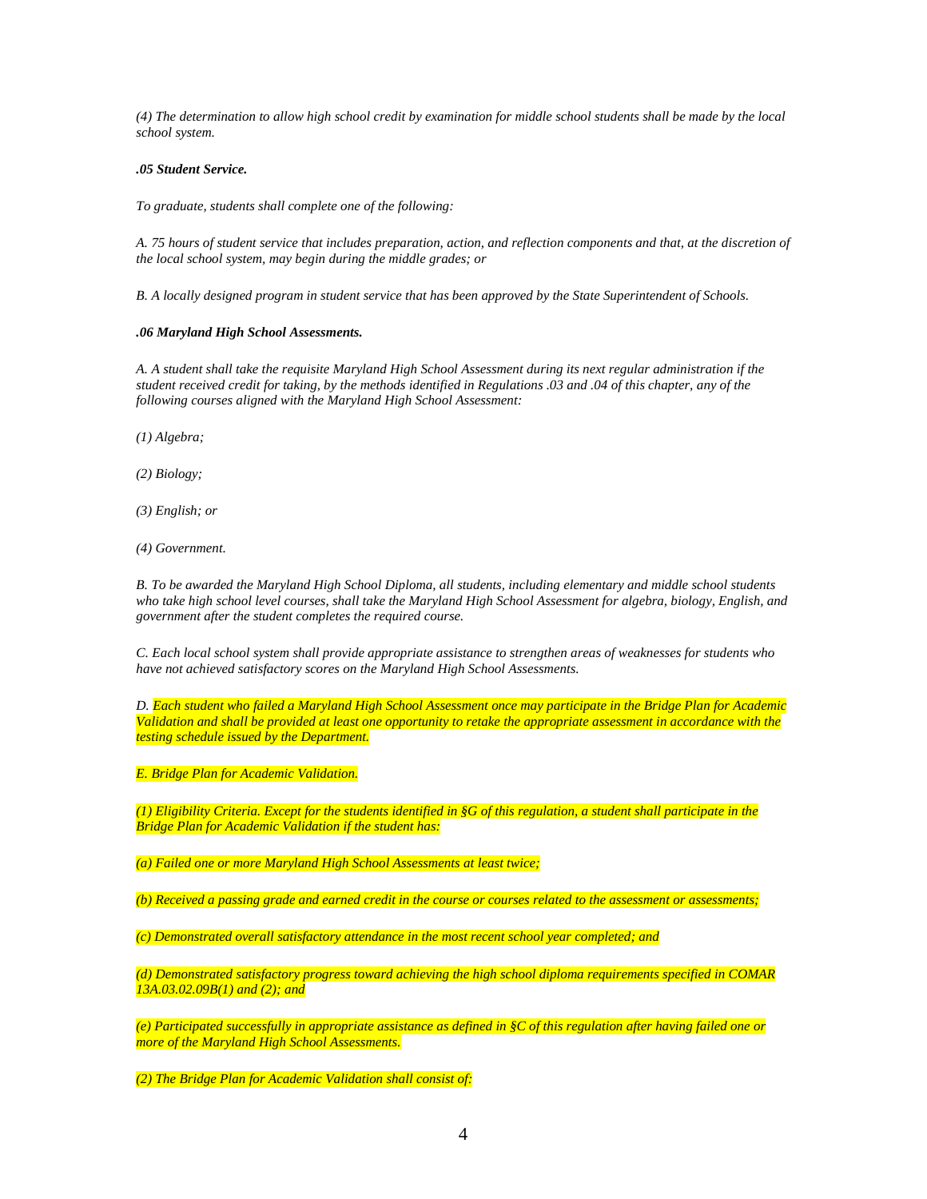*(4) The determination to allow high school credit by examination for middle school students shall be made by the local school system.*

***.05 Student Service.***

*To graduate, students shall complete one of the following:*

*A. 75 hours of student service that includes preparation, action, and reflection components and that, at the discretion of the local school system, may begin during the middle grades; or*

*B. A locally designed program in student service that has been approved by the State Superintendent of Schools.*

***.06 Maryland High School Assessments.***

*A. A student shall take the requisite Maryland High School Assessment during its next regular administration if the student received credit for taking, by the methods identified in Regulations .03 and .04 of this chapter, any of the following courses aligned with the Maryland High School Assessment:*

*(1) Algebra;*

*(2) Biology;*

*(3) English; or*

*(4) Government.*

*B. To be awarded the Maryland High School Diploma, all students, including elementary and middle school students who take high school level courses, shall take the Maryland High School Assessment for algebra, biology, English, and government after the student completes the required course.*

*C. Each local school system shall provide appropriate assistance to strengthen areas of weaknesses for students who have not achieved satisfactory scores on the Maryland High School Assessments.*

*D. Each student who failed a Maryland High School Assessment once may participate in the Bridge Plan for Academic Validation and shall be provided at least one opportunity to retake the appropriate assessment in accordance with the testing schedule issued by the Department.*

*E. Bridge Plan for Academic Validation.*

*(1) Eligibility Criteria. Except for the students identified in §G of this regulation, a student shall participate in the Bridge Plan for Academic Validation if the student has:*

*(a) Failed one or more Maryland High School Assessments at least twice;*

*(b) Received a passing grade and earned credit in the course or courses related to the assessment or assessments;*

*(c) Demonstrated overall satisfactory attendance in the most recent school year completed; and*

*(d) Demonstrated satisfactory progress toward achieving the high school diploma requirements specified in COMAR 13A.03.02.09B(1) and (2); and*

*(e) Participated successfully in appropriate assistance as defined in §C of this regulation after having failed one or more of the Maryland High School Assessments.*

*(2) The Bridge Plan for Academic Validation shall consist of:*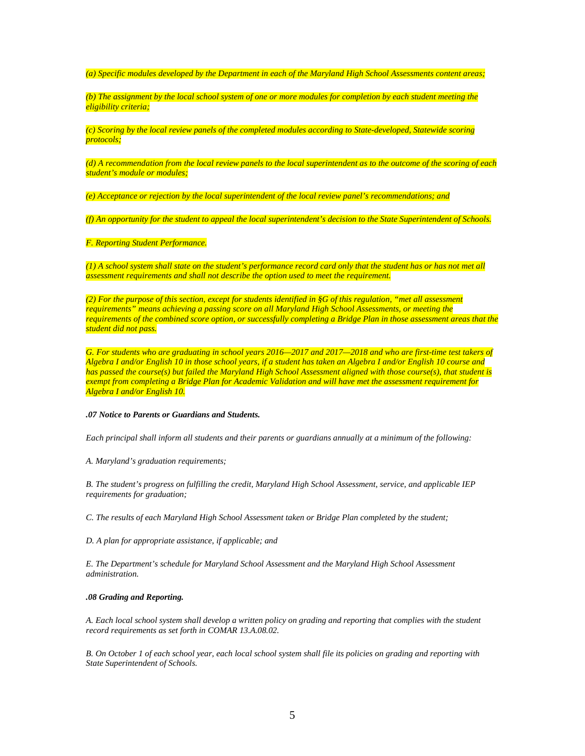*(a) Specific modules developed by the Department in each of the Maryland High School Assessments content areas;*

*(b) The assignment by the local school system of one or more modules for completion by each student meeting the eligibility criteria;*

*(c) Scoring by the local review panels of the completed modules according to State-developed, Statewide scoring protocols;*

*(d) A recommendation from the local review panels to the local superintendent as to the outcome of the scoring of each student's module or modules;*

*(e) Acceptance or rejection by the local superintendent of the local review panel's recommendations; and*

*(f) An opportunity for the student to appeal the local superintendent's decision to the State Superintendent of Schools.*

*F. Reporting Student Performance.*

*(1) A school system shall state on the student's performance record card only that the student has or has not met all assessment requirements and shall not describe the option used to meet the requirement.*

*(2) For the purpose of this section, except for students identified in §G of this regulation, "met all assessment requirements" means achieving a passing score on all Maryland High School Assessments, or meeting the requirements of the combined score option, or successfully completing a Bridge Plan in those assessment areas that the student did not pass.*

*G. For students who are graduating in school years 2016—2017 and 2017—2018 and who are first-time test takers of Algebra I and/or English 10 in those school years, if a student has taken an Algebra I and/or English 10 course and has passed the course(s) but failed the Maryland High School Assessment aligned with those course(s), that student is exempt from completing a Bridge Plan for Academic Validation and will have met the assessment requirement for Algebra I and/or English 10.*

***.07 Notice to Parents or Guardians and Students.***

*Each principal shall inform all students and their parents or guardians annually at a minimum of the following:*

*A. Maryland's graduation requirements;*

*B. The student's progress on fulfilling the credit, Maryland High School Assessment, service, and applicable IEP requirements for graduation;*

*C. The results of each Maryland High School Assessment taken or Bridge Plan completed by the student;*

*D. A plan for appropriate assistance, if applicable; and*

*E. The Department's schedule for Maryland School Assessment and the Maryland High School Assessment administration.*

***.08 Grading and Reporting.***

*A. Each local school system shall develop a written policy on grading and reporting that complies with the student record requirements as set forth in COMAR 13.A.08.02.*

*B. On October 1 of each school year, each local school system shall file its policies on grading and reporting with State Superintendent of Schools.*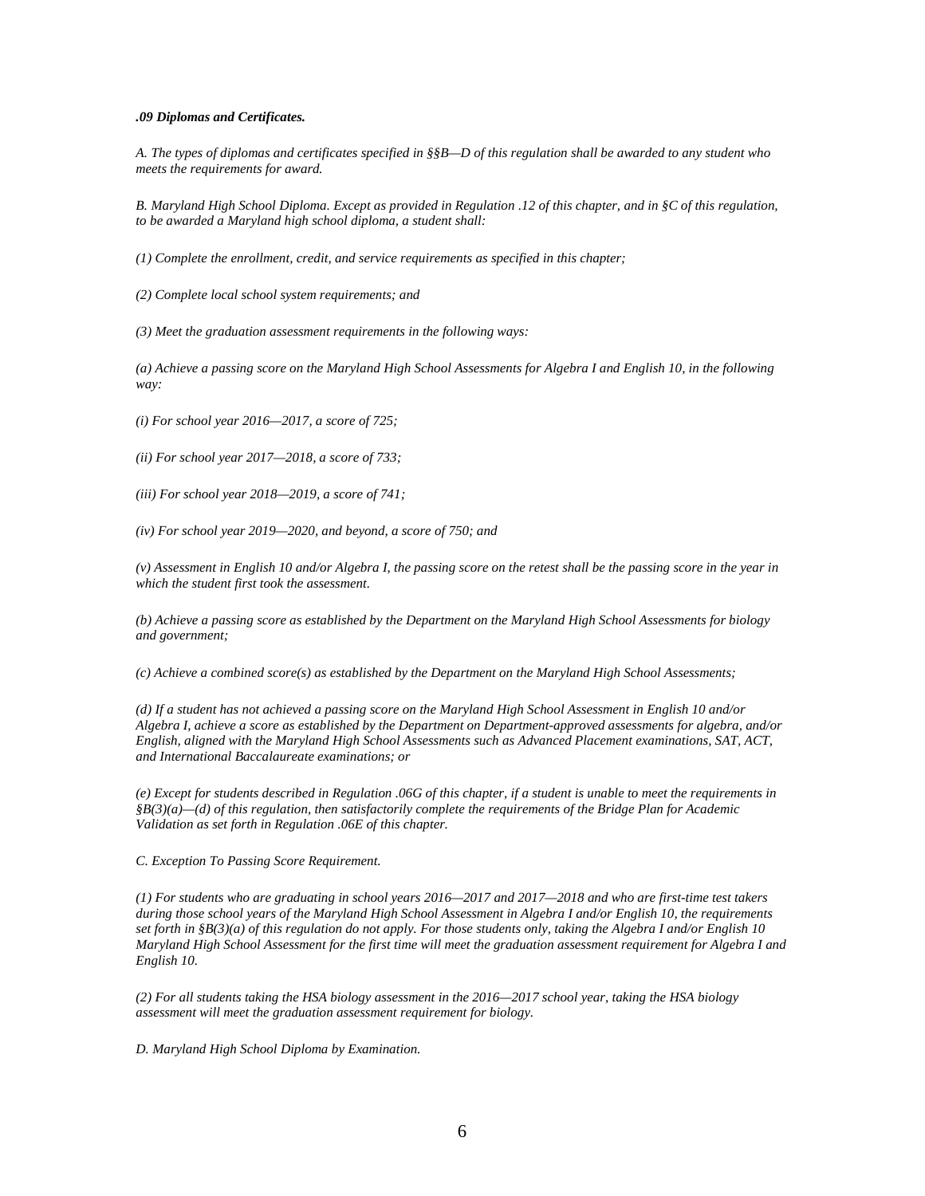***.09 Diplomas and Certificates.***

*A. The types of diplomas and certificates specified in §§B—D of this regulation shall be awarded to any student who meets the requirements for award.*

*B. Maryland High School Diploma. Except as provided in Regulation .12 of this chapter, and in §C of this regulation, to be awarded a Maryland high school diploma, a student shall:*

*(1) Complete the enrollment, credit, and service requirements as specified in this chapter;*

*(2) Complete local school system requirements; and*

*(3) Meet the graduation assessment requirements in the following ways:*

*(a) Achieve a passing score on the Maryland High School Assessments for Algebra I and English 10, in the following way:*

*(i) For school year 2016—2017, a score of 725;*

*(ii) For school year 2017—2018, a score of 733;*

*(iii) For school year 2018—2019, a score of 741;*

*(iv) For school year 2019—2020, and beyond, a score of 750; and*

*(v) Assessment in English 10 and/or Algebra I, the passing score on the retest shall be the passing score in the year in which the student first took the assessment.*

*(b) Achieve a passing score as established by the Department on the Maryland High School Assessments for biology and government;*

*(c) Achieve a combined score(s) as established by the Department on the Maryland High School Assessments;*

*(d) If a student has not achieved a passing score on the Maryland High School Assessment in English 10 and/or Algebra I, achieve a score as established by the Department on Department-approved assessments for algebra, and/or English, aligned with the Maryland High School Assessments such as Advanced Placement examinations, SAT, ACT, and International Baccalaureate examinations; or*

*(e) Except for students described in Regulation .06G of this chapter, if a student is unable to meet the requirements in §B(3)(a)—(d) of this regulation, then satisfactorily complete the requirements of the Bridge Plan for Academic Validation as set forth in Regulation .06E of this chapter.*

*C. Exception To Passing Score Requirement.*

*(1) For students who are graduating in school years 2016—2017 and 2017—2018 and who are first-time test takers during those school years of the Maryland High School Assessment in Algebra I and/or English 10, the requirements set forth in §B(3)(a) of this regulation do not apply. For those students only, taking the Algebra I and/or English 10 Maryland High School Assessment for the first time will meet the graduation assessment requirement for Algebra I and English 10.*

*(2) For all students taking the HSA biology assessment in the 2016—2017 school year, taking the HSA biology assessment will meet the graduation assessment requirement for biology.*

*D. Maryland High School Diploma by Examination.*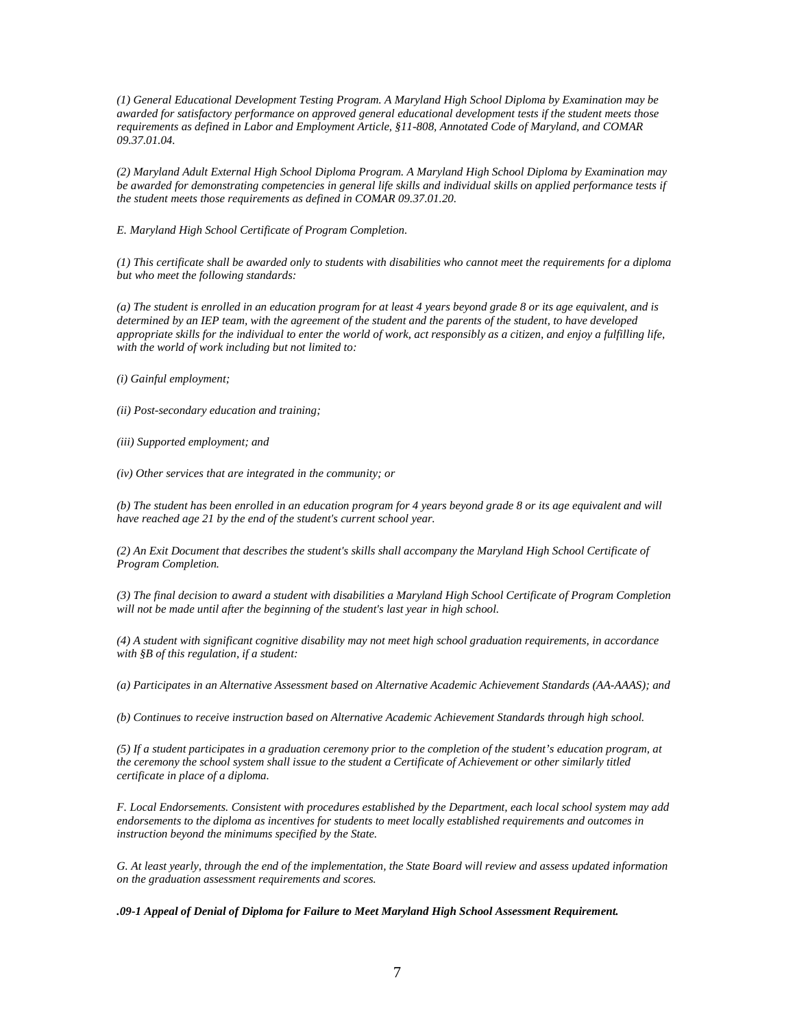*(1) General Educational Development Testing Program. A Maryland High School Diploma by Examination may be awarded for satisfactory performance on approved general educational development tests if the student meets those requirements as defined in Labor and Employment Article, §11-808, Annotated Code of Maryland, and COMAR 09.37.01.04.*

*(2) Maryland Adult External High School Diploma Program. A Maryland High School Diploma by Examination may be awarded for demonstrating competencies in general life skills and individual skills on applied performance tests if the student meets those requirements as defined in COMAR 09.37.01.20.*

*E. Maryland High School Certificate of Program Completion.*

*(1) This certificate shall be awarded only to students with disabilities who cannot meet the requirements for a diploma but who meet the following standards:*

*(a) The student is enrolled in an education program for at least 4 years beyond grade 8 or its age equivalent, and is determined by an IEP team, with the agreement of the student and the parents of the student, to have developed appropriate skills for the individual to enter the world of work, act responsibly as a citizen, and enjoy a fulfilling life, with the world of work including but not limited to:*

*(i) Gainful employment;*

*(ii) Post-secondary education and training;*

*(iii) Supported employment; and*

*(iv) Other services that are integrated in the community; or*

*(b) The student has been enrolled in an education program for 4 years beyond grade 8 or its age equivalent and will have reached age 21 by the end of the student's current school year.*

*(2) An Exit Document that describes the student's skills shall accompany the Maryland High School Certificate of Program Completion.*

*(3) The final decision to award a student with disabilities a Maryland High School Certificate of Program Completion will not be made until after the beginning of the student's last year in high school.*

*(4) A student with significant cognitive disability may not meet high school graduation requirements, in accordance with §B of this regulation, if a student:*

*(a) Participates in an Alternative Assessment based on Alternative Academic Achievement Standards (AA-AAAS); and*

*(b) Continues to receive instruction based on Alternative Academic Achievement Standards through high school.*

*(5) If a student participates in a graduation ceremony prior to the completion of the student's education program, at the ceremony the school system shall issue to the student a Certificate of Achievement or other similarly titled certificate in place of a diploma.*

*F. Local Endorsements. Consistent with procedures established by the Department, each local school system may add endorsements to the diploma as incentives for students to meet locally established requirements and outcomes in instruction beyond the minimums specified by the State.*

*G. At least yearly, through the end of the implementation, the State Board will review and assess updated information on the graduation assessment requirements and scores.*

***.09-1 Appeal of Denial of Diploma for Failure to Meet Maryland High School Assessment Requirement.***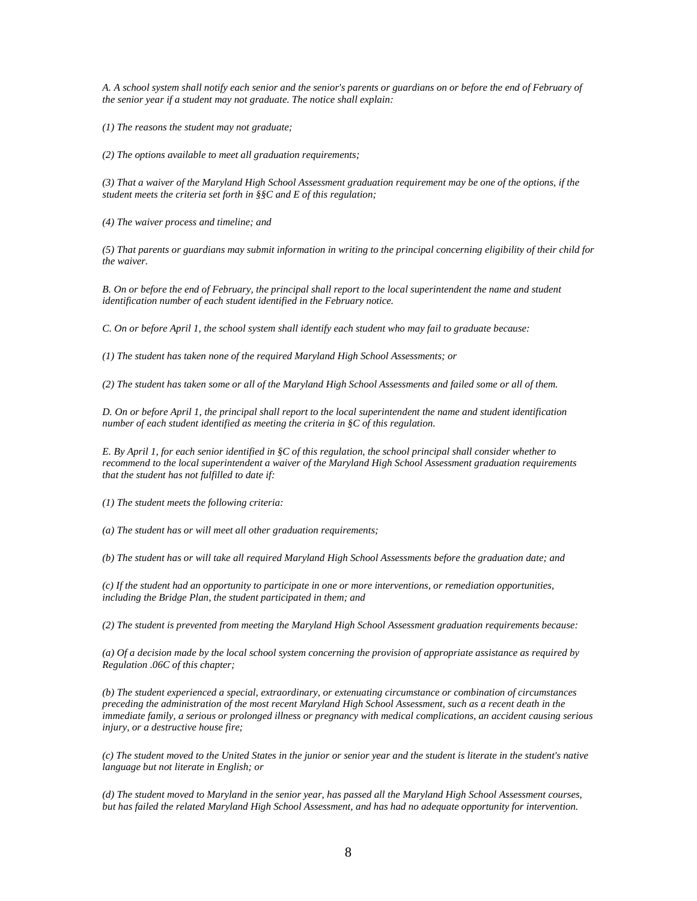*A. A school system shall notify each senior and the senior's parents or guardians on or before the end of February of the senior year if a student may not graduate. The notice shall explain:*

*(1) The reasons the student may not graduate;*

*(2) The options available to meet all graduation requirements;*

*(3) That a waiver of the Maryland High School Assessment graduation requirement may be one of the options, if the student meets the criteria set forth in §§C and E of this regulation;*

*(4) The waiver process and timeline; and*

*(5) That parents or guardians may submit information in writing to the principal concerning eligibility of their child for the waiver.*

*B. On or before the end of February, the principal shall report to the local superintendent the name and student identification number of each student identified in the February notice.*

*C. On or before April 1, the school system shall identify each student who may fail to graduate because:*

*(1) The student has taken none of the required Maryland High School Assessments; or*

*(2) The student has taken some or all of the Maryland High School Assessments and failed some or all of them.*

*D. On or before April 1, the principal shall report to the local superintendent the name and student identification number of each student identified as meeting the criteria in §C of this regulation.*

*E. By April 1, for each senior identified in §C of this regulation, the school principal shall consider whether to recommend to the local superintendent a waiver of the Maryland High School Assessment graduation requirements that the student has not fulfilled to date if:*

*(1) The student meets the following criteria:*

*(a) The student has or will meet all other graduation requirements;*

*(b) The student has or will take all required Maryland High School Assessments before the graduation date; and*

*(c) If the student had an opportunity to participate in one or more interventions, or remediation opportunities, including the Bridge Plan, the student participated in them; and*

*(2) The student is prevented from meeting the Maryland High School Assessment graduation requirements because:*

*(a) Of a decision made by the local school system concerning the provision of appropriate assistance as required by Regulation .06C of this chapter;*

*(b) The student experienced a special, extraordinary, or extenuating circumstance or combination of circumstances preceding the administration of the most recent Maryland High School Assessment, such as a recent death in the immediate family, a serious or prolonged illness or pregnancy with medical complications, an accident causing serious injury, or a destructive house fire;*

*(c) The student moved to the United States in the junior or senior year and the student is literate in the student's native language but not literate in English; or*

*(d) The student moved to Maryland in the senior year, has passed all the Maryland High School Assessment courses, but has failed the related Maryland High School Assessment, and has had no adequate opportunity for intervention.*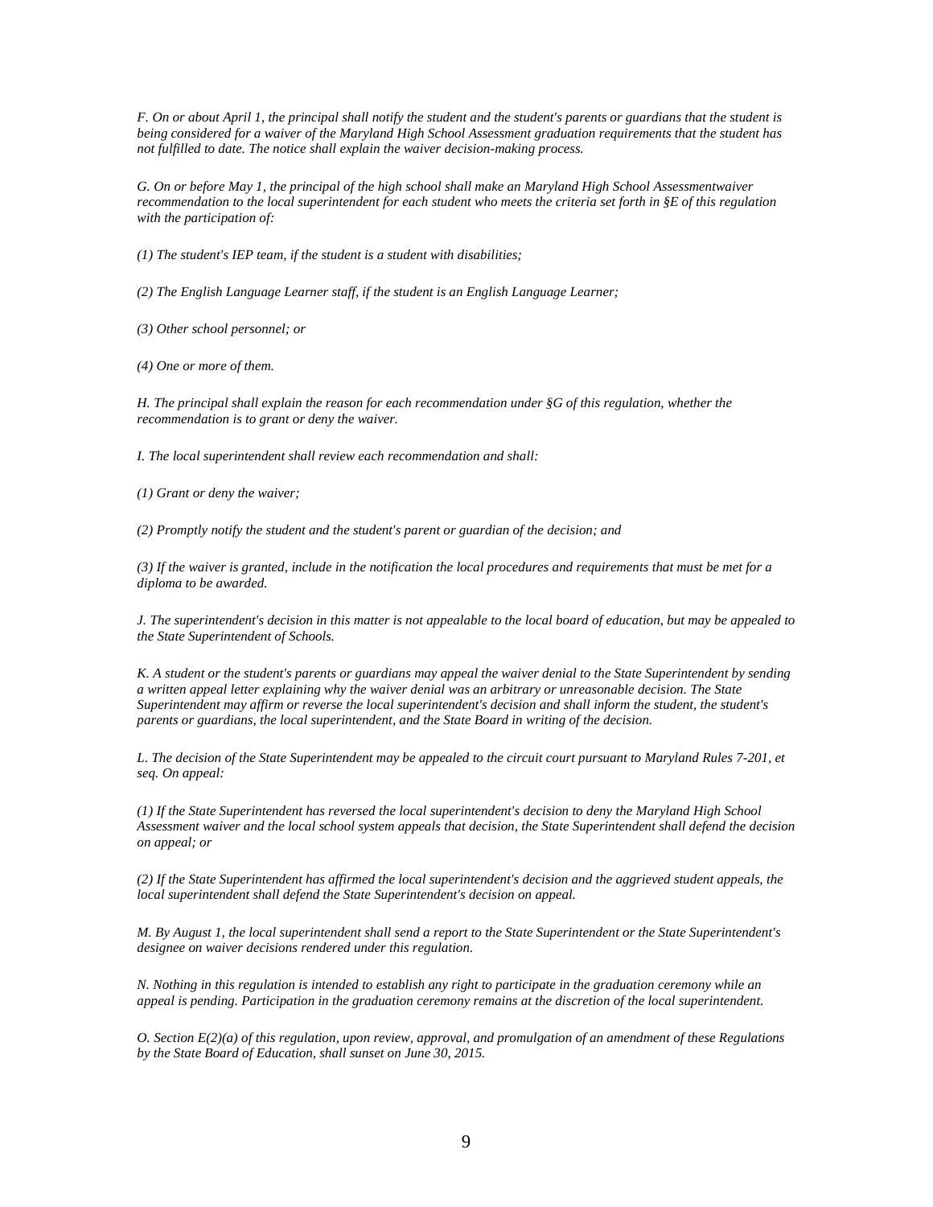*F. On or about April 1, the principal shall notify the student and the student's parents or guardians that the student is being considered for a waiver of the Maryland High School Assessment graduation requirements that the student has not fulfilled to date. The notice shall explain the waiver decision-making process.*

*G. On or before May 1, the principal of the high school shall make an Maryland High School Assessmentwaiver recommendation to the local superintendent for each student who meets the criteria set forth in §E of this regulation with the participation of:*

*(1) The student's IEP team, if the student is a student with disabilities;*

*(2) The English Language Learner staff, if the student is an English Language Learner;*

*(3) Other school personnel; or*

*(4) One or more of them.*

*H. The principal shall explain the reason for each recommendation under §G of this regulation, whether the recommendation is to grant or deny the waiver.*

*I. The local superintendent shall review each recommendation and shall:*

*(1) Grant or deny the waiver;*

*(2) Promptly notify the student and the student's parent or guardian of the decision; and*

*(3) If the waiver is granted, include in the notification the local procedures and requirements that must be met for a diploma to be awarded.*

*J. The superintendent's decision in this matter is not appealable to the local board of education, but may be appealed to the State Superintendent of Schools.*

*K. A student or the student's parents or guardians may appeal the waiver denial to the State Superintendent by sending a written appeal letter explaining why the waiver denial was an arbitrary or unreasonable decision. The State Superintendent may affirm or reverse the local superintendent's decision and shall inform the student, the student's parents or guardians, the local superintendent, and the State Board in writing of the decision.*

*L. The decision of the State Superintendent may be appealed to the circuit court pursuant to Maryland Rules 7-201, et seq. On appeal:*

*(1) If the State Superintendent has reversed the local superintendent's decision to deny the Maryland High School Assessment waiver and the local school system appeals that decision, the State Superintendent shall defend the decision on appeal; or*

*(2) If the State Superintendent has affirmed the local superintendent's decision and the aggrieved student appeals, the local superintendent shall defend the State Superintendent's decision on appeal.*

*M. By August 1, the local superintendent shall send a report to the State Superintendent or the State Superintendent's designee on waiver decisions rendered under this regulation.*

*N. Nothing in this regulation is intended to establish any right to participate in the graduation ceremony while an appeal is pending. Participation in the graduation ceremony remains at the discretion of the local superintendent.*

*O. Section E(2)(a) of this regulation, upon review, approval, and promulgation of an amendment of these Regulations by the State Board of Education, shall sunset on June 30, 2015.*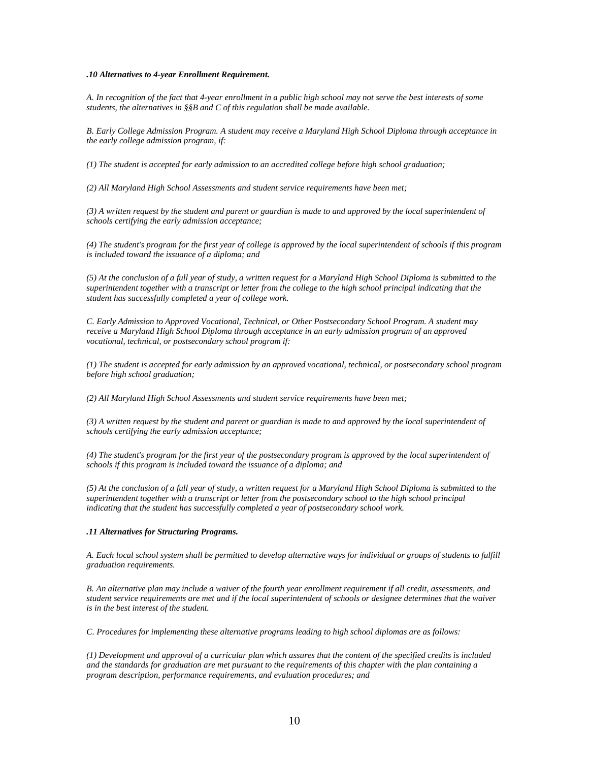***.10 Alternatives to 4-year Enrollment Requirement.***

*A. In recognition of the fact that 4-year enrollment in a public high school may not serve the best interests of some students, the alternatives in §§B and C of this regulation shall be made available.*

*B. Early College Admission Program. A student may receive a Maryland High School Diploma through acceptance in the early college admission program, if:*

*(1) The student is accepted for early admission to an accredited college before high school graduation;*

*(2) All Maryland High School Assessments and student service requirements have been met;*

*(3) A written request by the student and parent or guardian is made to and approved by the local superintendent of schools certifying the early admission acceptance;*

*(4) The student's program for the first year of college is approved by the local superintendent of schools if this program is included toward the issuance of a diploma; and*

*(5) At the conclusion of a full year of study, a written request for a Maryland High School Diploma is submitted to the superintendent together with a transcript or letter from the college to the high school principal indicating that the student has successfully completed a year of college work.*

*C. Early Admission to Approved Vocational, Technical, or Other Postsecondary School Program. A student may receive a Maryland High School Diploma through acceptance in an early admission program of an approved vocational, technical, or postsecondary school program if:*

*(1) The student is accepted for early admission by an approved vocational, technical, or postsecondary school program before high school graduation;*

*(2) All Maryland High School Assessments and student service requirements have been met;*

*(3) A written request by the student and parent or guardian is made to and approved by the local superintendent of schools certifying the early admission acceptance;*

*(4) The student's program for the first year of the postsecondary program is approved by the local superintendent of schools if this program is included toward the issuance of a diploma; and*

*(5) At the conclusion of a full year of study, a written request for a Maryland High School Diploma is submitted to the superintendent together with a transcript or letter from the postsecondary school to the high school principal indicating that the student has successfully completed a year of postsecondary school work.*

***.11 Alternatives for Structuring Programs.***

*A. Each local school system shall be permitted to develop alternative ways for individual or groups of students to fulfill graduation requirements.*

*B. An alternative plan may include a waiver of the fourth year enrollment requirement if all credit, assessments, and student service requirements are met and if the local superintendent of schools or designee determines that the waiver is in the best interest of the student.*

*C. Procedures for implementing these alternative programs leading to high school diplomas are as follows:*

*(1) Development and approval of a curricular plan which assures that the content of the specified credits is included and the standards for graduation are met pursuant to the requirements of this chapter with the plan containing a program description, performance requirements, and evaluation procedures; and*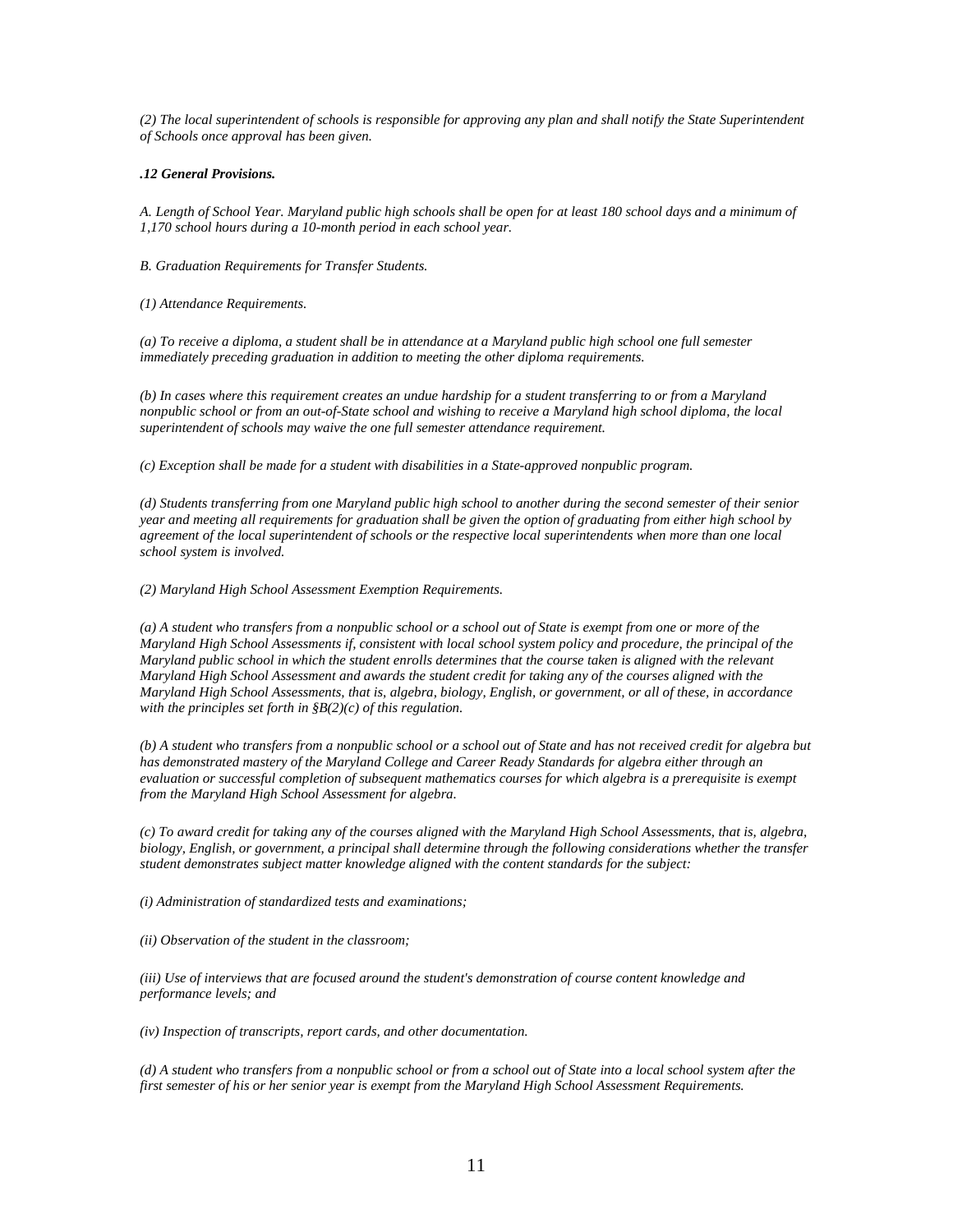*(2) The local superintendent of schools is responsible for approving any plan and shall notify the State Superintendent of Schools once approval has been given.*

***.12 General Provisions.***

*A. Length of School Year. Maryland public high schools shall be open for at least 180 school days and a minimum of 1,170 school hours during a 10-month period in each school year.*

*B. Graduation Requirements for Transfer Students.*

*(1) Attendance Requirements.*

*(a) To receive a diploma, a student shall be in attendance at a Maryland public high school one full semester immediately preceding graduation in addition to meeting the other diploma requirements.*

*(b) In cases where this requirement creates an undue hardship for a student transferring to or from a Maryland nonpublic school or from an out-of-State school and wishing to receive a Maryland high school diploma, the local superintendent of schools may waive the one full semester attendance requirement.*

*(c) Exception shall be made for a student with disabilities in a State-approved nonpublic program.*

*(d) Students transferring from one Maryland public high school to another during the second semester of their senior year and meeting all requirements for graduation shall be given the option of graduating from either high school by agreement of the local superintendent of schools or the respective local superintendents when more than one local school system is involved.*

*(2) Maryland High School Assessment Exemption Requirements.*

*(a) A student who transfers from a nonpublic school or a school out of State is exempt from one or more of the Maryland High School Assessments if, consistent with local school system policy and procedure, the principal of the Maryland public school in which the student enrolls determines that the course taken is aligned with the relevant Maryland High School Assessment and awards the student credit for taking any of the courses aligned with the Maryland High School Assessments, that is, algebra, biology, English, or government, or all of these, in accordance with the principles set forth in §B(2)(c) of this regulation.*

*(b) A student who transfers from a nonpublic school or a school out of State and has not received credit for algebra but has demonstrated mastery of the Maryland College and Career Ready Standards for algebra either through an evaluation or successful completion of subsequent mathematics courses for which algebra is a prerequisite is exempt from the Maryland High School Assessment for algebra.*

*(c) To award credit for taking any of the courses aligned with the Maryland High School Assessments, that is, algebra, biology, English, or government, a principal shall determine through the following considerations whether the transfer student demonstrates subject matter knowledge aligned with the content standards for the subject:*

*(i) Administration of standardized tests and examinations;*

*(ii) Observation of the student in the classroom;*

*(iii) Use of interviews that are focused around the student's demonstration of course content knowledge and performance levels; and*

*(iv) Inspection of transcripts, report cards, and other documentation.*

*(d) A student who transfers from a nonpublic school or from a school out of State into a local school system after the first semester of his or her senior year is exempt from the Maryland High School Assessment Requirements.*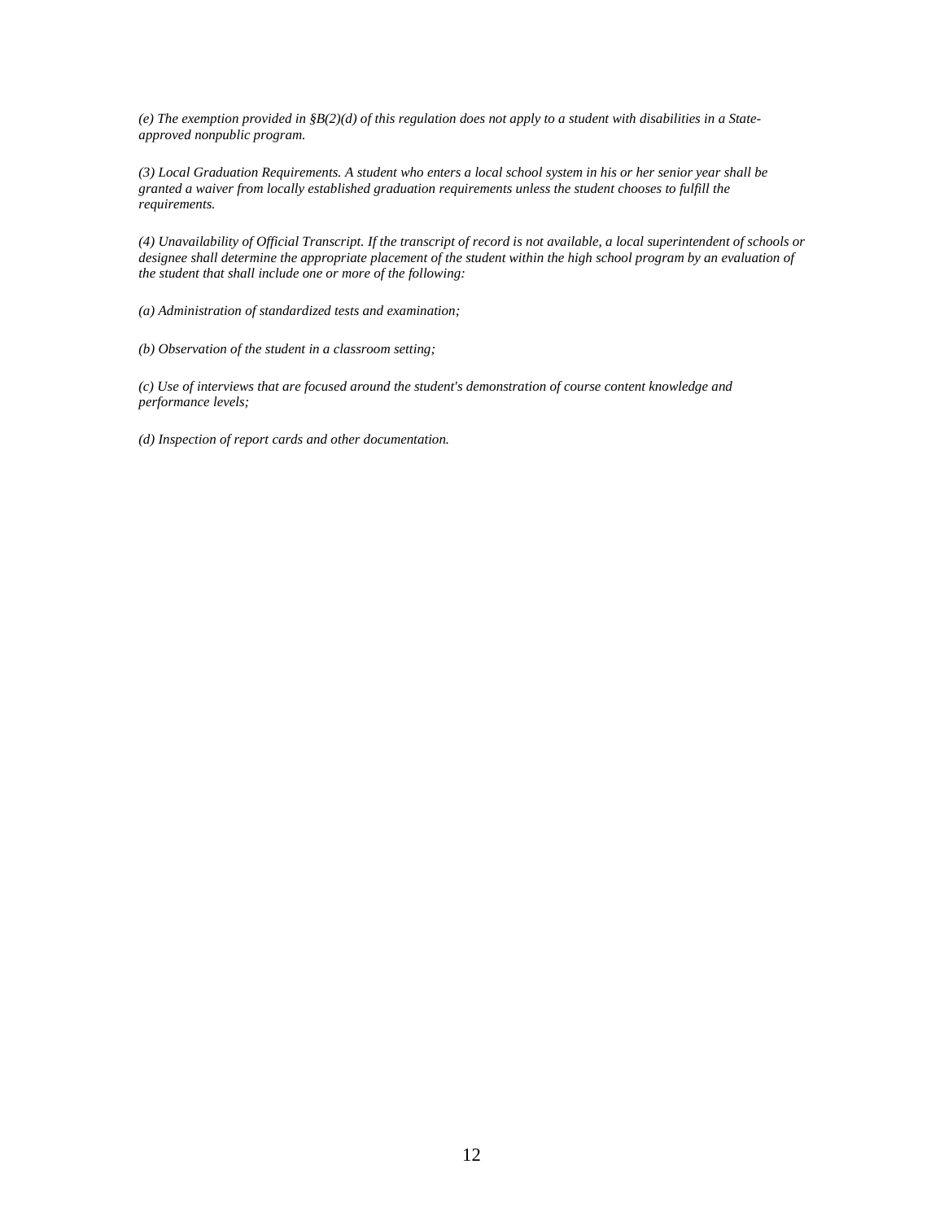*(e) The exemption provided in §B(2)(d) of this regulation does not apply to a student with disabilities in a State-approved nonpublic program.*

*(3) Local Graduation Requirements. A student who enters a local school system in his or her senior year shall be granted a waiver from locally established graduation requirements unless the student chooses to fulfill the requirements.*

*(4) Unavailability of Official Transcript. If the transcript of record is not available, a local superintendent of schools or designee shall determine the appropriate placement of the student within the high school program by an evaluation of the student that shall include one or more of the following:*

*(a) Administration of standardized tests and examination;*

*(b) Observation of the student in a classroom setting;*

*(c) Use of interviews that are focused around the student's demonstration of course content knowledge and performance levels;*

*(d) Inspection of report cards and other documentation.*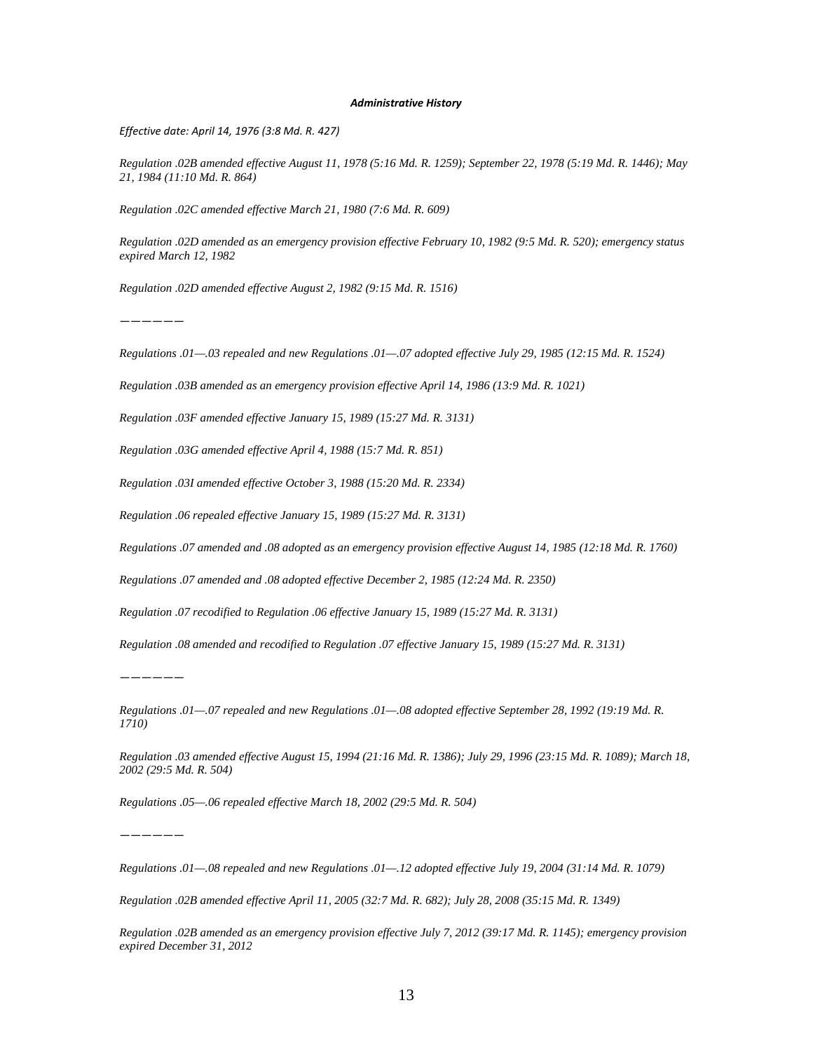***Administrative History***

*Effective date: April 14, 1976 (3:8 Md. R. 427)*

*Regulation .02B amended effective August 11, 1978 (5:16 Md. R. 1259); September 22, 1978 (5:19 Md. R. 1446); May 21, 1984 (11:10 Md. R. 864)*

*Regulation .02C amended effective March 21, 1980 (7:6 Md. R. 609)*

*Regulation .02D amended as an emergency provision effective February 10, 1982 (9:5 Md. R. 520); emergency status expired March 12, 1982*

*Regulation .02D amended effective August 2, 1982 (9:15 Md. R. 1516)*

——————

*Regulations .01—.03 repealed and new Regulations .01—.07 adopted effective July 29, 1985 (12:15 Md. R. 1524)*

*Regulation .03B amended as an emergency provision effective April 14, 1986 (13:9 Md. R. 1021)*

*Regulation .03F amended effective January 15, 1989 (15:27 Md. R. 3131)*

*Regulation .03G amended effective April 4, 1988 (15:7 Md. R. 851)*

*Regulation .03I amended effective October 3, 1988 (15:20 Md. R. 2334)*

*Regulation .06 repealed effective January 15, 1989 (15:27 Md. R. 3131)*

*Regulations .07 amended and .08 adopted as an emergency provision effective August 14, 1985 (12:18 Md. R. 1760)*

*Regulations .07 amended and .08 adopted effective December 2, 1985 (12:24 Md. R. 2350)*

*Regulation .07 recodified to Regulation .06 effective January 15, 1989 (15:27 Md. R. 3131)*

*Regulation .08 amended and recodified to Regulation .07 effective January 15, 1989 (15:27 Md. R. 3131)*

——————

*Regulations .01—.07 repealed and new Regulations .01—.08 adopted effective September 28, 1992 (19:19 Md. R. 1710)*

*Regulation .03 amended effective August 15, 1994 (21:16 Md. R. 1386); July 29, 1996 (23:15 Md. R. 1089); March 18, 2002 (29:5 Md. R. 504)*

*Regulations .05—.06 repealed effective March 18, 2002 (29:5 Md. R. 504)*

——————

*Regulations .01—.08 repealed and new Regulations .01—.12 adopted effective July 19, 2004 (31:14 Md. R. 1079)*

*Regulation .02B amended effective April 11, 2005 (32:7 Md. R. 682); July 28, 2008 (35:15 Md. R. 1349)*

*Regulation .02B amended as an emergency provision effective July 7, 2012 (39:17 Md. R. 1145); emergency provision expired December 31, 2012*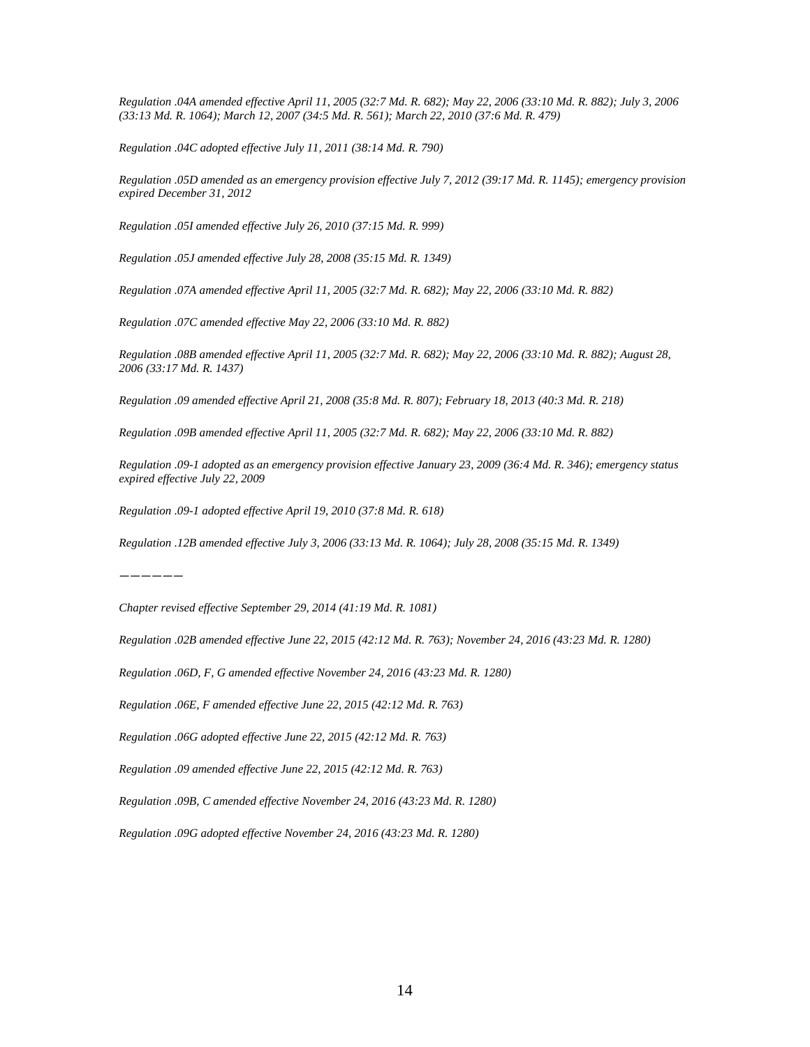*Regulation .04A amended effective April 11, 2005 (32:7 Md. R. 682); May 22, 2006 (33:10 Md. R. 882); July 3, 2006 (33:13 Md. R. 1064); March 12, 2007 (34:5 Md. R. 561); March 22, 2010 (37:6 Md. R. 479)*

*Regulation .04C adopted effective July 11, 2011 (38:14 Md. R. 790)*

*Regulation .05D amended as an emergency provision effective July 7, 2012 (39:17 Md. R. 1145); emergency provision expired December 31, 2012*

*Regulation .05I amended effective July 26, 2010 (37:15 Md. R. 999)*

*Regulation .05J amended effective July 28, 2008 (35:15 Md. R. 1349)*

*Regulation .07A amended effective April 11, 2005 (32:7 Md. R. 682); May 22, 2006 (33:10 Md. R. 882)*

*Regulation .07C amended effective May 22, 2006 (33:10 Md. R. 882)*

*Regulation .08B amended effective April 11, 2005 (32:7 Md. R. 682); May 22, 2006 (33:10 Md. R. 882); August 28, 2006 (33:17 Md. R. 1437)*

*Regulation .09 amended effective April 21, 2008 (35:8 Md. R. 807); February 18, 2013 (40:3 Md. R. 218)*

*Regulation .09B amended effective April 11, 2005 (32:7 Md. R. 682); May 22, 2006 (33:10 Md. R. 882)*

*Regulation .09-1 adopted as an emergency provision effective January 23, 2009 (36:4 Md. R. 346); emergency status expired effective July 22, 2009*

*Regulation .09-1 adopted effective April 19, 2010 (37:8 Md. R. 618)*

*Regulation .12B amended effective July 3, 2006 (33:13 Md. R. 1064); July 28, 2008 (35:15 Md. R. 1349)*

——————

*Chapter revised effective September 29, 2014 (41:19 Md. R. 1081)*

*Regulation .02B amended effective June 22, 2015 (42:12 Md. R. 763); November 24, 2016 (43:23 Md. R. 1280)*

*Regulation .06D, F, G amended effective November 24, 2016 (43:23 Md. R. 1280)*

*Regulation .06E, F amended effective June 22, 2015 (42:12 Md. R. 763)*

*Regulation .06G adopted effective June 22, 2015 (42:12 Md. R. 763)*

*Regulation .09 amended effective June 22, 2015 (42:12 Md. R. 763)*

*Regulation .09B, C amended effective November 24, 2016 (43:23 Md. R. 1280)*

*Regulation .09G adopted effective November 24, 2016 (43:23 Md. R. 1280)*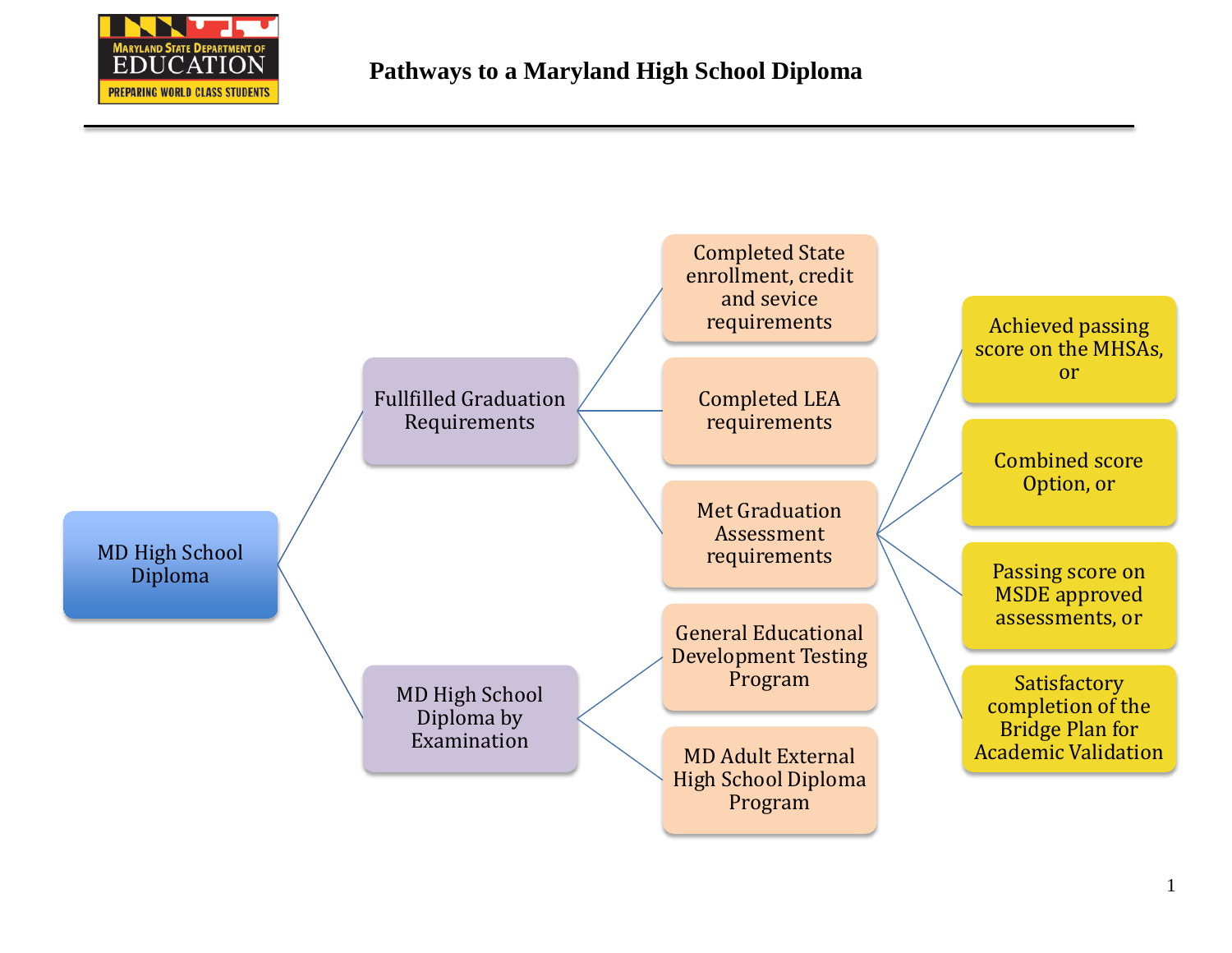# Pathways to a Maryland High School Diploma

- MD High School Diploma
  - Fullfilled Graduation Requirements
    - Completed State enrollment, credit and sevice requirements
    - Completed LEA requirements
    - Met Graduation Assessment requirements
      - Achieved passing score on the MHSAs, or
      - Combined score Option, or
      - Passing score on MSDE approved assessments, or
      - Satisfactory completion of the Bridge Plan for Academic Validation
  - MD High School Diploma by Examination
    - General Educational Development Testing Program
    - MD Adult External High School Diploma Program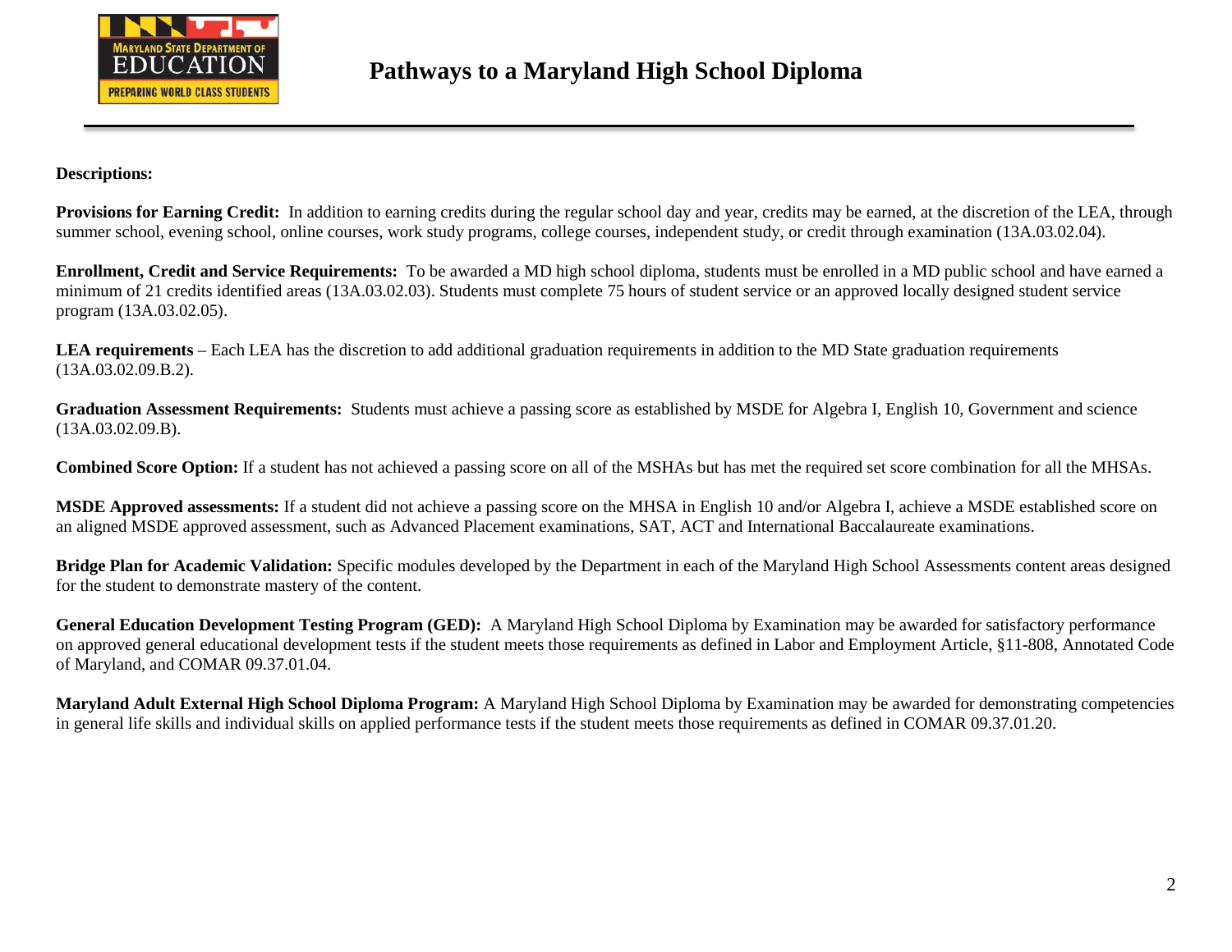# Pathways to a Maryland High School Diploma

**Descriptions:**

**Provisions for Earning Credit:** In addition to earning credits during the regular school day and year, credits may be earned, at the discretion of the LEA, through summer school, evening school, online courses, work study programs, college courses, independent study, or credit through examination (13A.03.02.04).

**Enrollment, Credit and Service Requirements:** To be awarded a MD high school diploma, students must be enrolled in a MD public school and have earned a minimum of 21 credits identified areas (13A.03.02.03). Students must complete 75 hours of student service or an approved locally designed student service program (13A.03.02.05).

**LEA requirements** – Each LEA has the discretion to add additional graduation requirements in addition to the MD State graduation requirements (13A.03.02.09.B.2).

**Graduation Assessment Requirements:** Students must achieve a passing score as established by MSDE for Algebra I, English 10, Government and science (13A.03.02.09.B).

**Combined Score Option:** If a student has not achieved a passing score on all of the MSHAs but has met the required set score combination for all the MHSAs.

**MSDE Approved assessments:** If a student did not achieve a passing score on the MHSA in English 10 and/or Algebra I, achieve a MSDE established score on an aligned MSDE approved assessment, such as Advanced Placement examinations, SAT, ACT and International Baccalaureate examinations.

**Bridge Plan for Academic Validation:** Specific modules developed by the Department in each of the Maryland High School Assessments content areas designed for the student to demonstrate mastery of the content.

**General Education Development Testing Program (GED):** A Maryland High School Diploma by Examination may be awarded for satisfactory performance on approved general educational development tests if the student meets those requirements as defined in Labor and Employment Article, §11-808, Annotated Code of Maryland, and COMAR 09.37.01.04.

**Maryland Adult External High School Diploma Program:** A Maryland High School Diploma by Examination may be awarded for demonstrating competencies in general life skills and individual skills on applied performance tests if the student meets those requirements as defined in COMAR 09.37.01.20.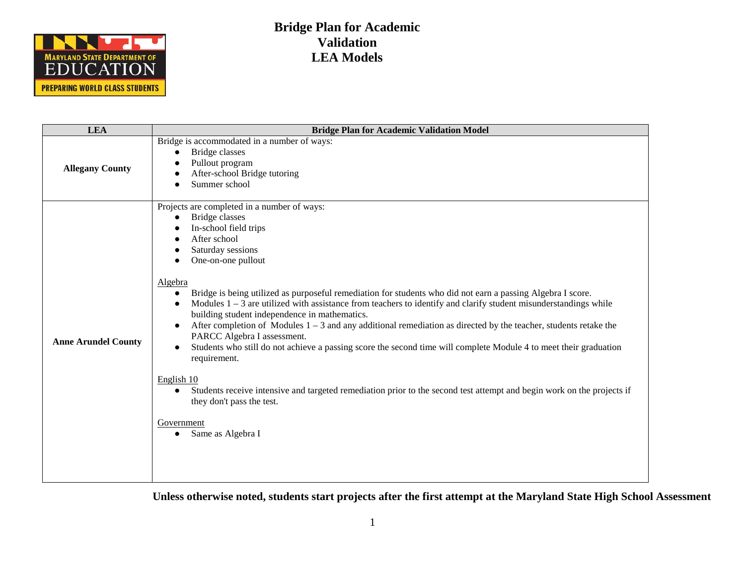# Bridge Plan for Academic Validation LEA Models

| LEA | Bridge Plan for Academic Validation Model |
|---|---|
| **Allegany County** | Bridge is accommodated in a number of ways:<br>● Bridge classes<br>● Pullout program<br>● After-school Bridge tutoring<br>● Summer school |
| **Anne Arundel County** | Projects are completed in a number of ways:<br>● Bridge classes<br>● In-school field trips<br>● After school<br>● Saturday sessions<br>● One-on-one pullout<br><br><u>Algebra</u><br>● Bridge is being utilized as purposeful remediation for students who did not earn a passing Algebra I score.<br>● Modules 1 – 3 are utilized with assistance from teachers to identify and clarify student misunderstandings while building student independence in mathematics.<br>● After completion of Modules 1 – 3 and any additional remediation as directed by the teacher, students retake the PARCC Algebra I assessment.<br>● Students who still do not achieve a passing score the second time will complete Module 4 to meet their graduation requirement.<br><br><u>English 10</u><br>● Students receive intensive and targeted remediation prior to the second test attempt and begin work on the projects if they don't pass the test.<br><br><u>Government</u><br>● Same as Algebra I |

**Unless otherwise noted, students start projects after the first attempt at the Maryland State High School Assessment**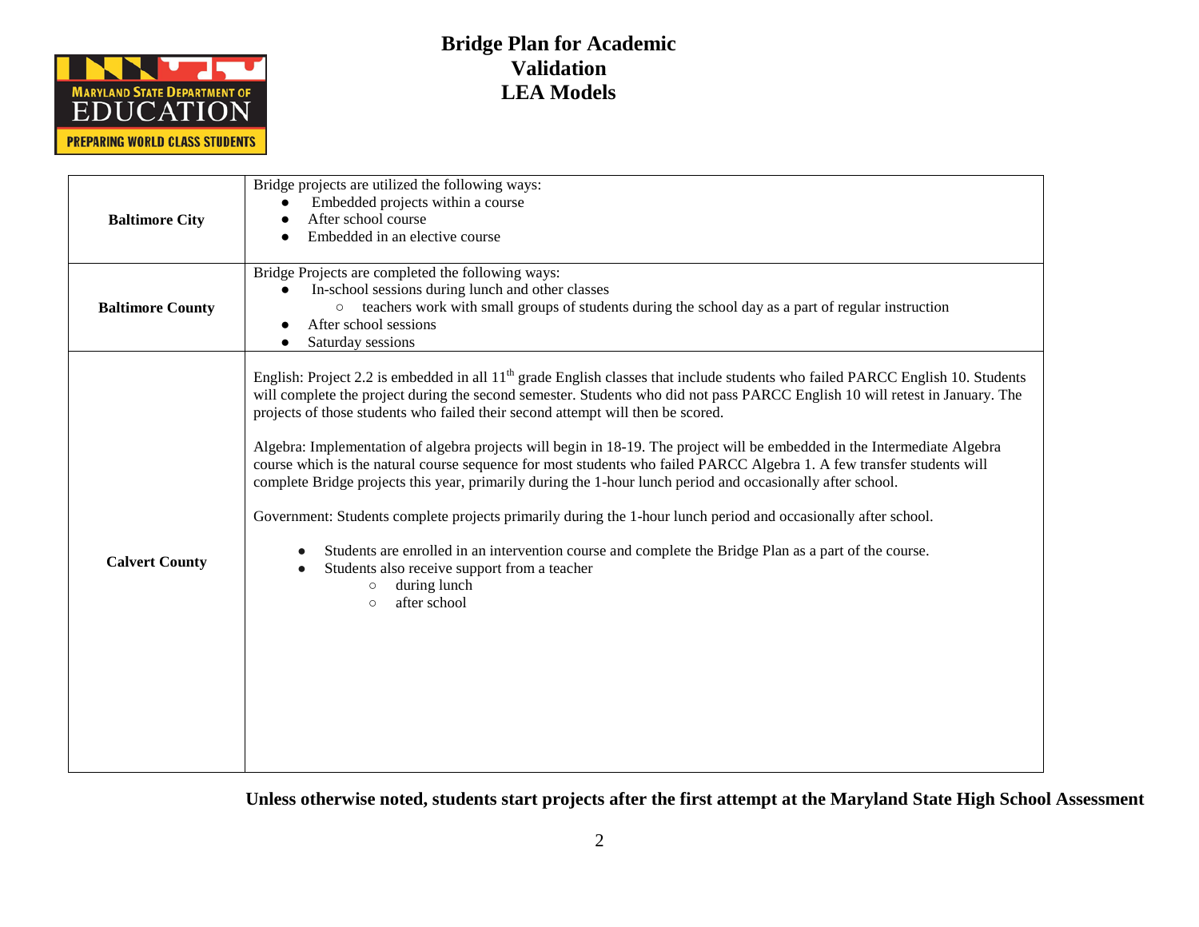# Bridge Plan for Academic Validation LEA Models

| | |
|---|---|
| **Baltimore City** | Bridge projects are utilized the following ways:<br>● Embedded projects within a course<br>● After school course<br>● Embedded in an elective course |
| **Baltimore County** | Bridge Projects are completed the following ways:<br>● In-school sessions during lunch and other classes<br>&nbsp;&nbsp;&nbsp;&nbsp;○ teachers work with small groups of students during the school day as a part of regular instruction<br>● After school sessions<br>● Saturday sessions |
| **Calvert County** | English: Project 2.2 is embedded in all 11th grade English classes that include students who failed PARCC English 10. Students will complete the project during the second semester. Students who did not pass PARCC English 10 will retest in January. The projects of those students who failed their second attempt will then be scored.<br><br>Algebra: Implementation of algebra projects will begin in 18-19. The project will be embedded in the Intermediate Algebra course which is the natural course sequence for most students who failed PARCC Algebra 1. A few transfer students will complete Bridge projects this year, primarily during the 1-hour lunch period and occasionally after school.<br><br>Government: Students complete projects primarily during the 1-hour lunch period and occasionally after school.<br><br>● Students are enrolled in an intervention course and complete the Bridge Plan as a part of the course.<br>● Students also receive support from a teacher<br>&nbsp;&nbsp;&nbsp;&nbsp;○ during lunch<br>&nbsp;&nbsp;&nbsp;&nbsp;○ after school |

**Unless otherwise noted, students start projects after the first attempt at the Maryland State High School Assessment**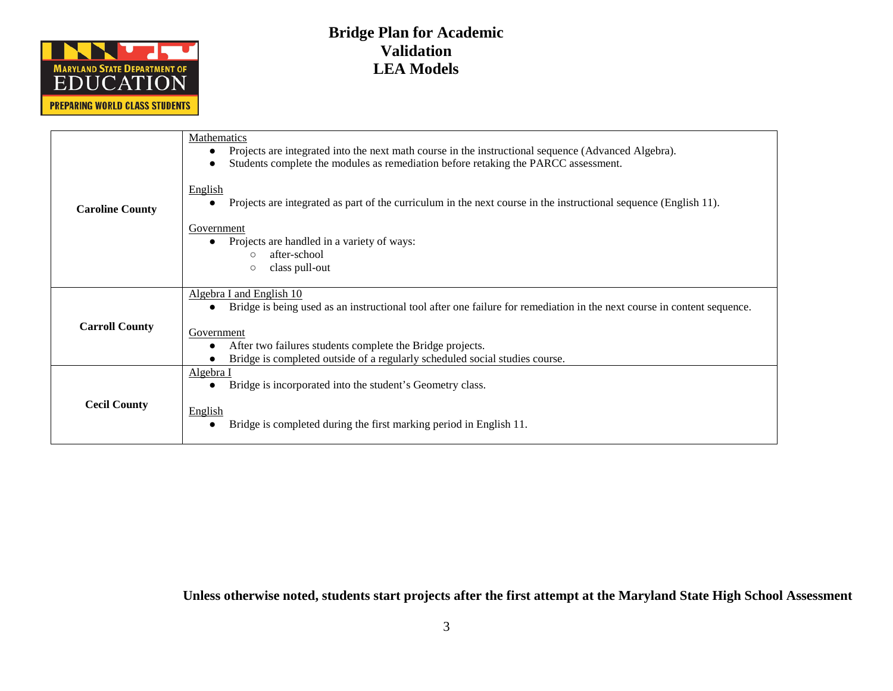# Bridge Plan for Academic Validation LEA Models

| | |
|---|---|
| **Caroline County** | <u>Mathematics</u><br>• Projects are integrated into the next math course in the instructional sequence (Advanced Algebra).<br>• Students complete the modules as remediation before retaking the PARCC assessment.<br><br><u>English</u><br>• Projects are integrated as part of the curriculum in the next course in the instructional sequence (English 11).<br><br><u>Government</u><br>• Projects are handled in a variety of ways:<br>&nbsp;&nbsp;&nbsp;&nbsp;○ after-school<br>&nbsp;&nbsp;&nbsp;&nbsp;○ class pull-out |
| **Carroll County** | <u>Algebra I and English 10</u><br>• Bridge is being used as an instructional tool after one failure for remediation in the next course in content sequence.<br><br><u>Government</u><br>• After two failures students complete the Bridge projects.<br>• Bridge is completed outside of a regularly scheduled social studies course. |
| **Cecil County** | <u>Algebra I</u><br>• Bridge is incorporated into the student's Geometry class.<br><br><u>English</u><br>• Bridge is completed during the first marking period in English 11. |

**Unless otherwise noted, students start projects after the first attempt at the Maryland State High School Assessment**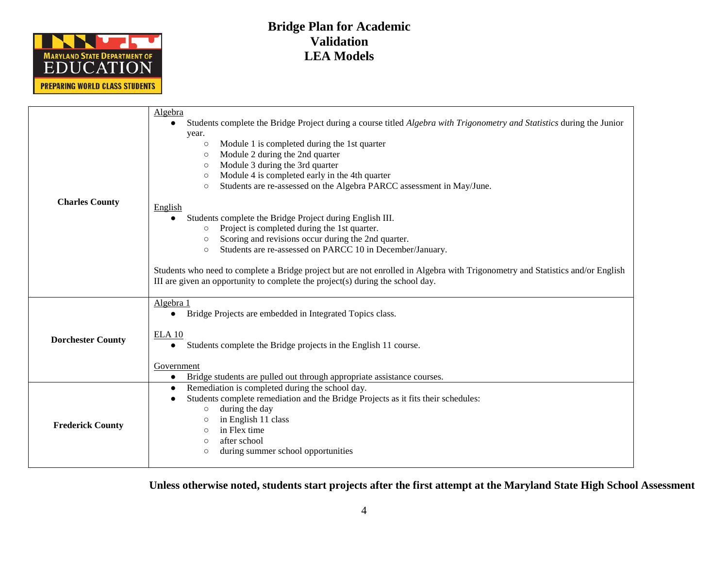# Bridge Plan for Academic Validation LEA Models

| | |
|---|---|
| **Charles County** | <u>Algebra</u><br>● Students complete the Bridge Project during a course titled *Algebra with Trigonometry and Statistics* during the Junior year.<br>○ Module 1 is completed during the 1st quarter<br>○ Module 2 during the 2nd quarter<br>○ Module 3 during the 3rd quarter<br>○ Module 4 is completed early in the 4th quarter<br>○ Students are re-assessed on the Algebra PARCC assessment in May/June.<br><br><u>English</u><br>● Students complete the Bridge Project during English III.<br>○ Project is completed during the 1st quarter.<br>○ Scoring and revisions occur during the 2nd quarter.<br>○ Students are re-assessed on PARCC 10 in December/January.<br><br>Students who need to complete a Bridge project but are not enrolled in Algebra with Trigonometry and Statistics and/or English III are given an opportunity to complete the project(s) during the school day. |
| **Dorchester County** | <u>Algebra 1</u><br>● Bridge Projects are embedded in Integrated Topics class.<br><br><u>ELA 10</u><br>● Students complete the Bridge projects in the English 11 course.<br><br><u>Government</u><br>● Bridge students are pulled out through appropriate assistance courses. |
| **Frederick County** | ● Remediation is completed during the school day.<br>● Students complete remediation and the Bridge Projects as it fits their schedules:<br>○ during the day<br>○ in English 11 class<br>○ in Flex time<br>○ after school<br>○ during summer school opportunities |

**Unless otherwise noted, students start projects after the first attempt at the Maryland State High School Assessment**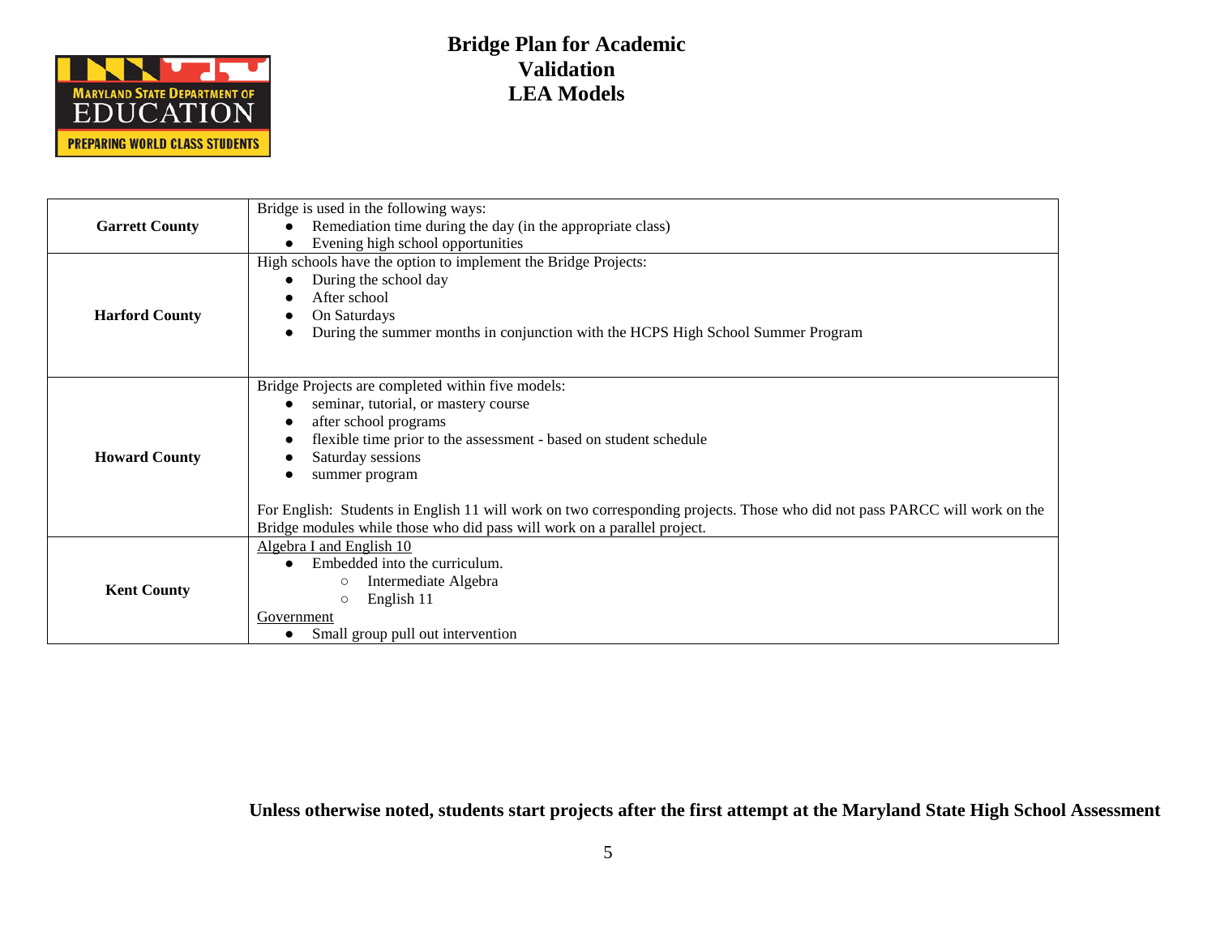# Bridge Plan for Academic Validation
# LEA Models

| | |
|---|---|
| **Garrett County** | Bridge is used in the following ways:<br>● Remediation time during the day (in the appropriate class)<br>● Evening high school opportunities |
| **Harford County** | High schools have the option to implement the Bridge Projects:<br>● During the school day<br>● After school<br>● On Saturdays<br>● During the summer months in conjunction with the HCPS High School Summer Program |
| **Howard County** | Bridge Projects are completed within five models:<br>● seminar, tutorial, or mastery course<br>● after school programs<br>● flexible time prior to the assessment - based on student schedule<br>● Saturday sessions<br>● summer program<br><br>For English: Students in English 11 will work on two corresponding projects. Those who did not pass PARCC will work on the Bridge modules while those who did pass will work on a parallel project. |
| **Kent County** | <u>Algebra I and English 10</u><br>● Embedded into the curriculum.<br>○ Intermediate Algebra<br>○ English 11<br><u>Government</u><br>● Small group pull out intervention |

**Unless otherwise noted, students start projects after the first attempt at the Maryland State High School Assessment**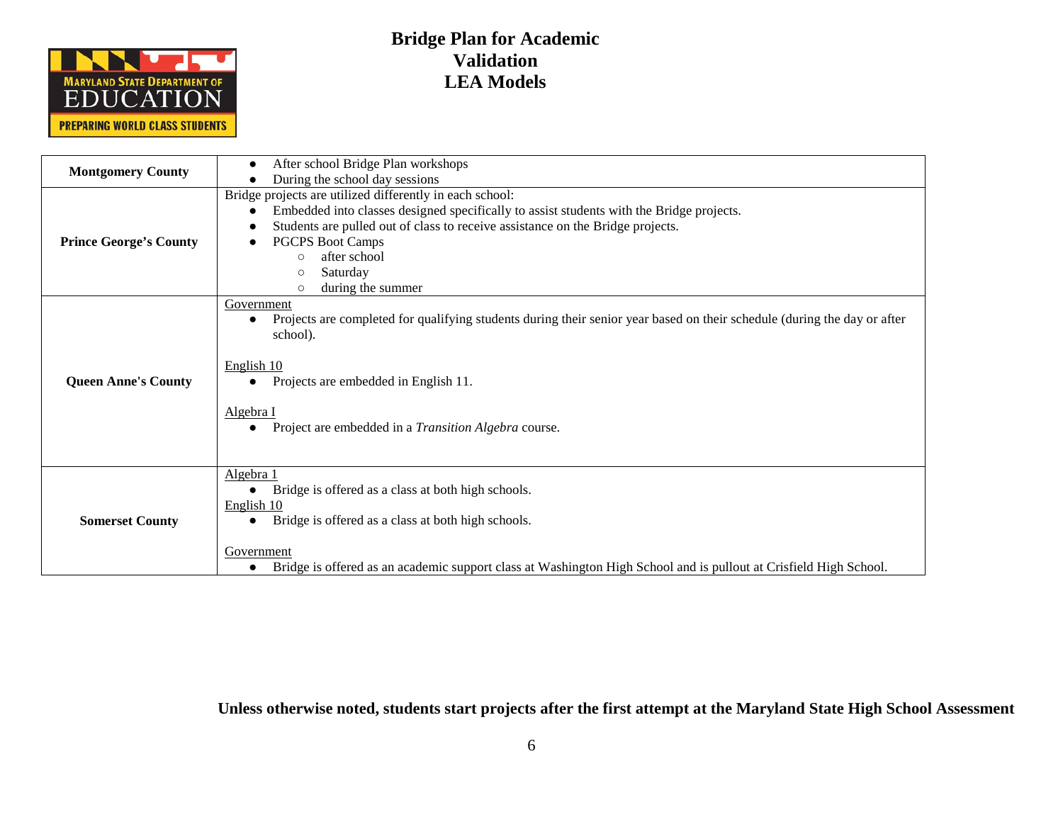# Bridge Plan for Academic Validation LEA Models

| | |
|---|---|
| **Montgomery County** | • After school Bridge Plan workshops<br>• During the school day sessions |
| **Prince George's County** | Bridge projects are utilized differently in each school:<br>• Embedded into classes designed specifically to assist students with the Bridge projects.<br>• Students are pulled out of class to receive assistance on the Bridge projects.<br>• PGCPS Boot Camps<br>&nbsp;&nbsp;&nbsp;&nbsp;○ after school<br>&nbsp;&nbsp;&nbsp;&nbsp;○ Saturday<br>&nbsp;&nbsp;&nbsp;&nbsp;○ during the summer |
| **Queen Anne's County** | <u>Government</u><br>• Projects are completed for qualifying students during their senior year based on their schedule (during the day or after school).<br><br><u>English 10</u><br>• Projects are embedded in English 11.<br><br><u>Algebra I</u><br>• Project are embedded in a *Transition Algebra* course. |
| **Somerset County** | <u>Algebra 1</u><br>• Bridge is offered as a class at both high schools.<br><u>English 10</u><br>• Bridge is offered as a class at both high schools.<br><br><u>Government</u><br>• Bridge is offered as an academic support class at Washington High School and is pullout at Crisfield High School. |

**Unless otherwise noted, students start projects after the first attempt at the Maryland State High School Assessment**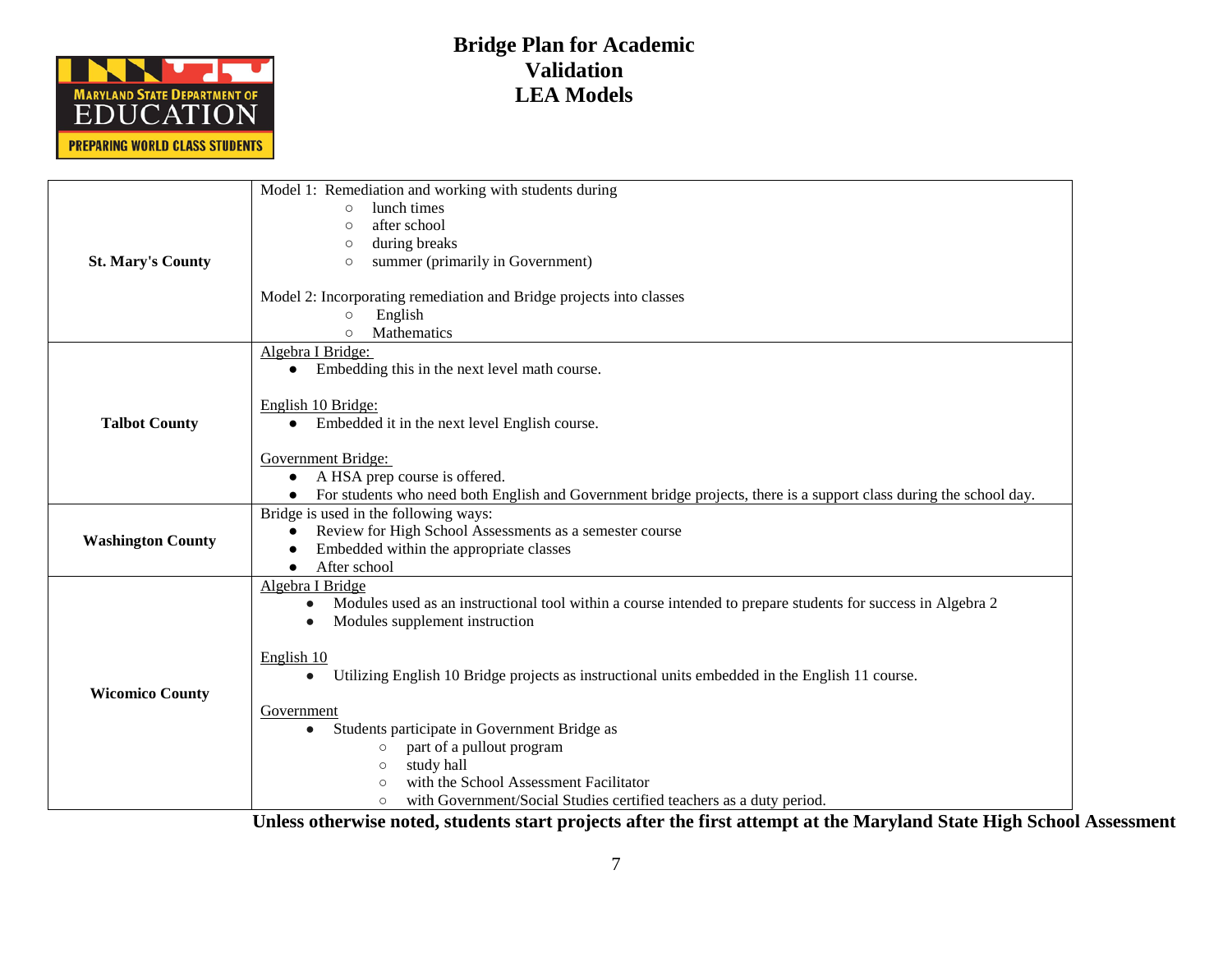# Bridge Plan for Academic Validation LEA Models

| | |
|---|---|
| **St. Mary's County** | Model 1: Remediation and working with students during<br>○ lunch times<br>○ after school<br>○ during breaks<br>○ summer (primarily in Government)<br><br>Model 2: Incorporating remediation and Bridge projects into classes<br>○ English<br>○ Mathematics |
| **Talbot County** | Algebra I Bridge:<br>● Embedding this in the next level math course.<br><br>English 10 Bridge:<br>● Embedded it in the next level English course.<br><br>Government Bridge:<br>● A HSA prep course is offered.<br>● For students who need both English and Government bridge projects, there is a support class during the school day. |
| **Washington County** | Bridge is used in the following ways:<br>● Review for High School Assessments as a semester course<br>● Embedded within the appropriate classes<br>● After school |
| **Wicomico County** | Algebra I Bridge<br>● Modules used as an instructional tool within a course intended to prepare students for success in Algebra 2<br>● Modules supplement instruction<br><br>English 10<br>● Utilizing English 10 Bridge projects as instructional units embedded in the English 11 course.<br><br>Government<br>● Students participate in Government Bridge as<br>○ part of a pullout program<br>○ study hall<br>○ with the School Assessment Facilitator<br>○ with Government/Social Studies certified teachers as a duty period. |

**Unless otherwise noted, students start projects after the first attempt at the Maryland State High School Assessment**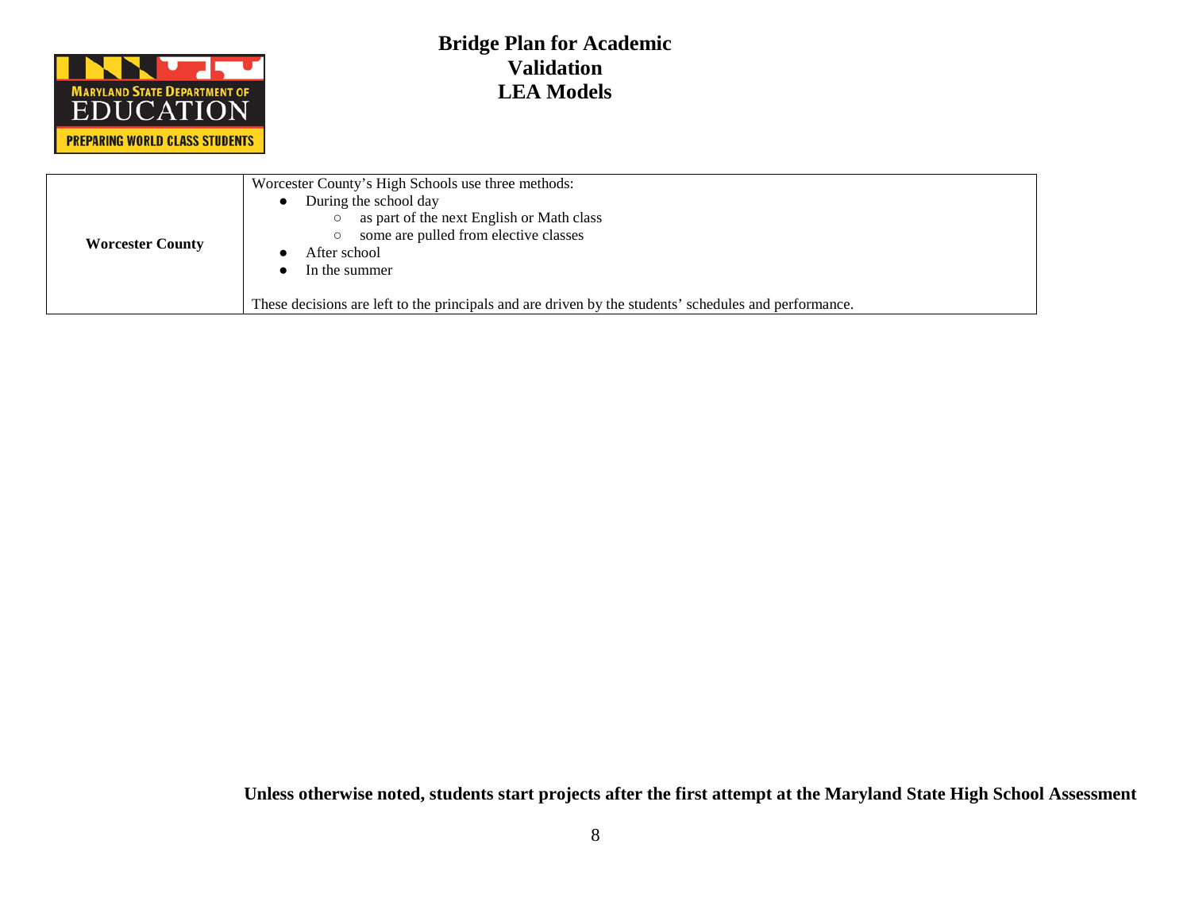# Bridge Plan for Academic Validation LEA Models

| | |
|---|---|
| **Worcester County** | Worcester County's High Schools use three methods:<br>• During the school day<br>&nbsp;&nbsp;&nbsp;&nbsp;○ as part of the next English or Math class<br>&nbsp;&nbsp;&nbsp;&nbsp;○ some are pulled from elective classes<br>• After school<br>• In the summer<br><br>These decisions are left to the principals and are driven by the students' schedules and performance. |

**Unless otherwise noted, students start projects after the first attempt at the Maryland State High School Assessment**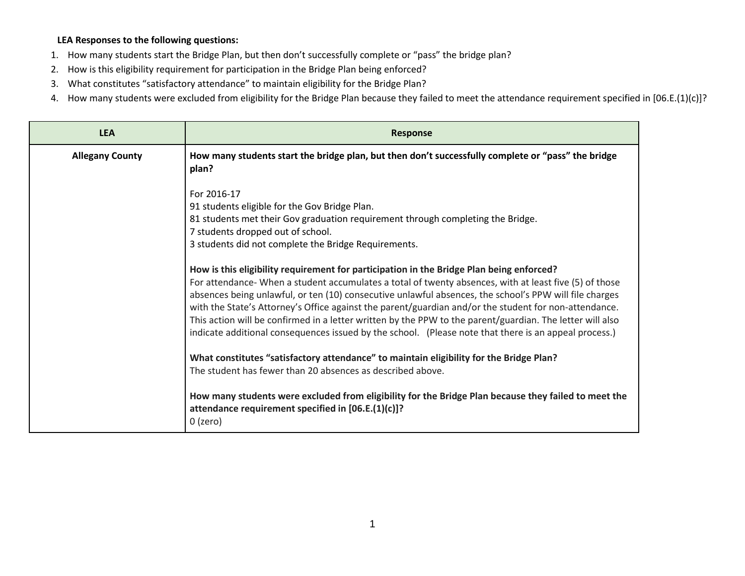**LEA Responses to the following questions:**

1. How many students start the Bridge Plan, but then don't successfully complete or "pass" the bridge plan?
2. How is this eligibility requirement for participation in the Bridge Plan being enforced?
3. What constitutes "satisfactory attendance" to maintain eligibility for the Bridge Plan?
4. How many students were excluded from eligibility for the Bridge Plan because they failed to meet the attendance requirement specified in [06.E.(1)(c)]?

| LEA | Response |
|---|---|
| **Allegany County** | **How many students start the bridge plan, but then don't successfully complete or "pass" the bridge plan?**<br><br>For 2016-17<br>91 students eligible for the Gov Bridge Plan.<br>81 students met their Gov graduation requirement through completing the Bridge.<br>7 students dropped out of school.<br>3 students did not complete the Bridge Requirements.<br><br>**How is this eligibility requirement for participation in the Bridge Plan being enforced?**<br>For attendance- When a student accumulates a total of twenty absences, with at least five (5) of those absences being unlawful, or ten (10) consecutive unlawful absences, the school's PPW will file charges with the State's Attorney's Office against the parent/guardian and/or the student for non-attendance. This action will be confirmed in a letter written by the PPW to the parent/guardian. The letter will also indicate additional consequences issued by the school. (Please note that there is an appeal process.)<br><br>**What constitutes "satisfactory attendance" to maintain eligibility for the Bridge Plan?**<br>The student has fewer than 20 absences as described above.<br><br>**How many students were excluded from eligibility for the Bridge Plan because they failed to meet the attendance requirement specified in [06.E.(1)(c)]?**<br>0 (zero) |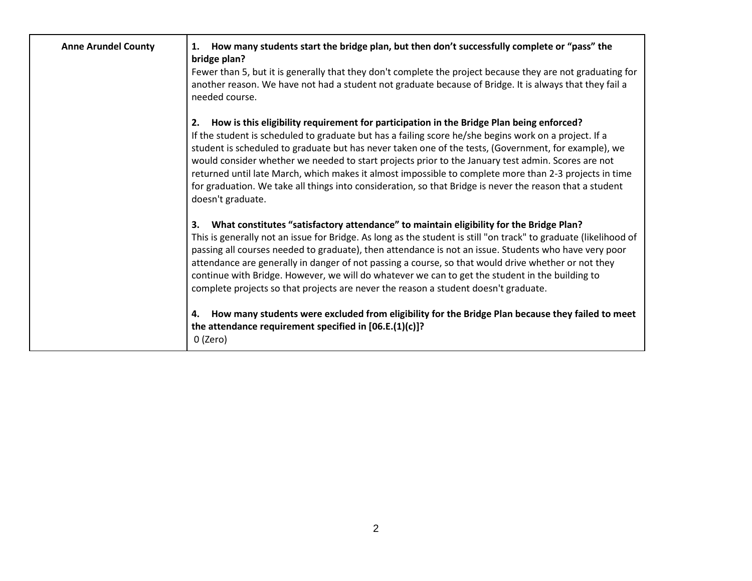| Anne Arundel County | **1. How many students start the bridge plan, but then don't successfully complete or "pass" the bridge plan?**<br>Fewer than 5, but it is generally that they don't complete the project because they are not graduating for another reason. We have not had a student not graduate because of Bridge. It is always that they fail a needed course.<br><br>**2. How is this eligibility requirement for participation in the Bridge Plan being enforced?**<br>If the student is scheduled to graduate but has a failing score he/she begins work on a project. If a student is scheduled to graduate but has never taken one of the tests, (Government, for example), we would consider whether we needed to start projects prior to the January test admin. Scores are not returned until late March, which makes it almost impossible to complete more than 2-3 projects in time for graduation. We take all things into consideration, so that Bridge is never the reason that a student doesn't graduate.<br><br>**3. What constitutes "satisfactory attendance" to maintain eligibility for the Bridge Plan?**<br>This is generally not an issue for Bridge. As long as the student is still "on track" to graduate (likelihood of passing all courses needed to graduate), then attendance is not an issue. Students who have very poor attendance are generally in danger of not passing a course, so that would drive whether or not they continue with Bridge. However, we will do whatever we can to get the student in the building to complete projects so that projects are never the reason a student doesn't graduate.<br><br>**4. How many students were excluded from eligibility for the Bridge Plan because they failed to meet the attendance requirement specified in [06.E.(1)(c)]?**<br>0 (Zero) |
|---|---|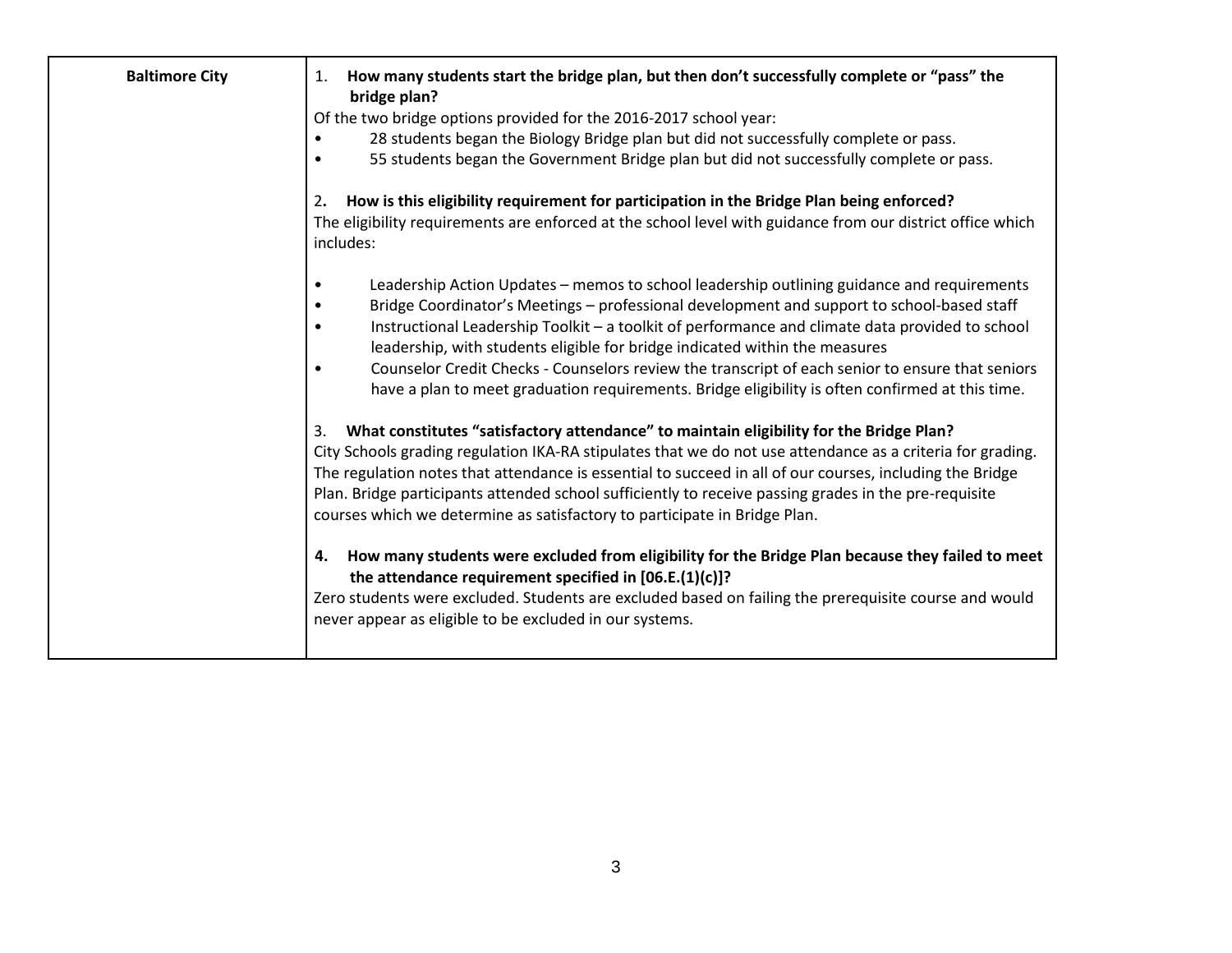| Baltimore City | 1. **How many students start the bridge plan, but then don't successfully complete or "pass" the bridge plan?**<br>Of the two bridge options provided for the 2016-2017 school year:<br>• 28 students began the Biology Bridge plan but did not successfully complete or pass.<br>• 55 students began the Government Bridge plan but did not successfully complete or pass.<br><br>2. **How is this eligibility requirement for participation in the Bridge Plan being enforced?**<br>The eligibility requirements are enforced at the school level with guidance from our district office which includes:<br><br>• Leadership Action Updates – memos to school leadership outlining guidance and requirements<br>• Bridge Coordinator's Meetings – professional development and support to school-based staff<br>• Instructional Leadership Toolkit – a toolkit of performance and climate data provided to school leadership, with students eligible for bridge indicated within the measures<br>• Counselor Credit Checks - Counselors review the transcript of each senior to ensure that seniors have a plan to meet graduation requirements. Bridge eligibility is often confirmed at this time.<br><br>3. **What constitutes "satisfactory attendance" to maintain eligibility for the Bridge Plan?**<br>City Schools grading regulation IKA-RA stipulates that we do not use attendance as a criteria for grading. The regulation notes that attendance is essential to succeed in all of our courses, including the Bridge Plan. Bridge participants attended school sufficiently to receive passing grades in the pre-requisite courses which we determine as satisfactory to participate in Bridge Plan.<br><br>4. **How many students were excluded from eligibility for the Bridge Plan because they failed to meet the attendance requirement specified in [06.E.(1)(c)]?**<br>Zero students were excluded. Students are excluded based on failing the prerequisite course and would never appear as eligible to be excluded in our systems. |
|---|---|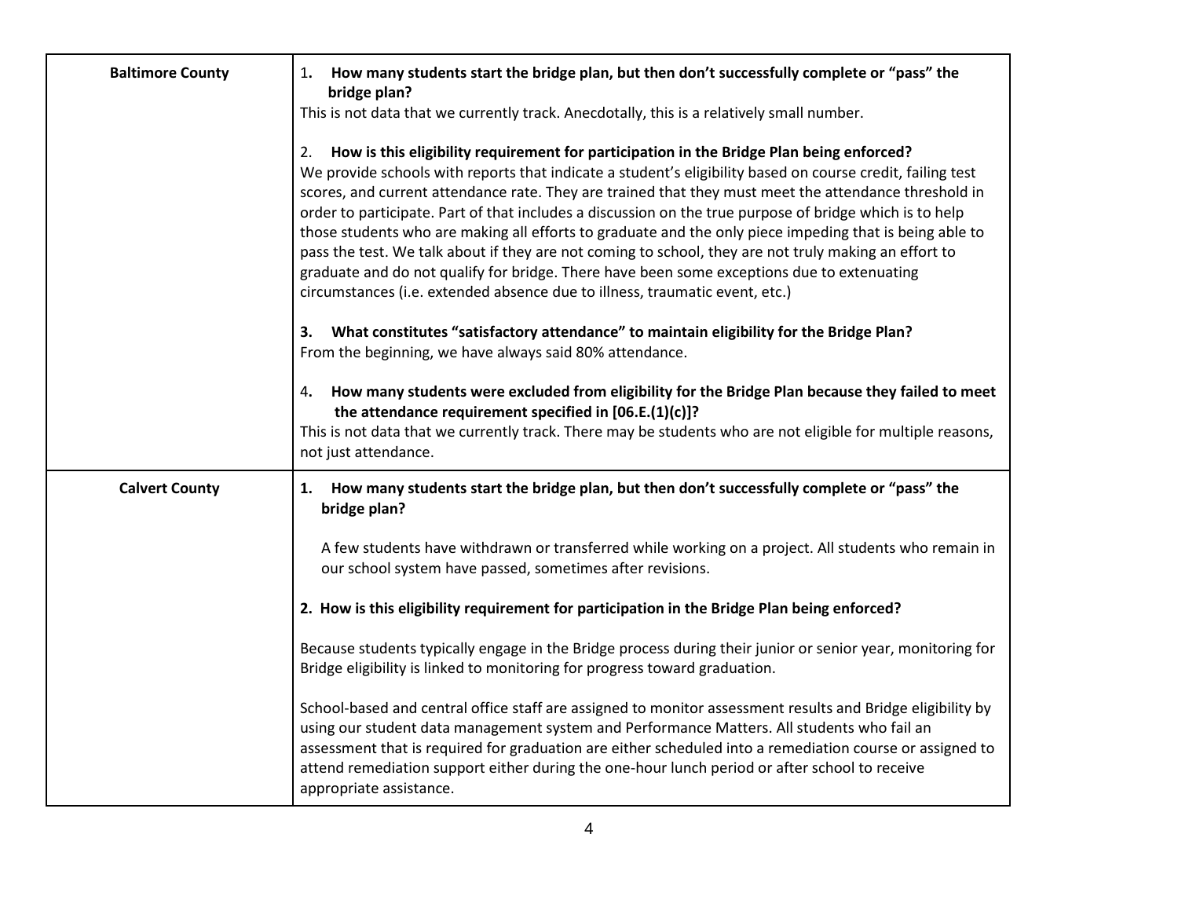| | |
|---|---|
| **Baltimore County** | 1. **How many students start the bridge plan, but then don't successfully complete or "pass" the bridge plan?**<br>This is not data that we currently track. Anecdotally, this is a relatively small number.<br><br>2. **How is this eligibility requirement for participation in the Bridge Plan being enforced?**<br>We provide schools with reports that indicate a student's eligibility based on course credit, failing test scores, and current attendance rate. They are trained that they must meet the attendance threshold in order to participate. Part of that includes a discussion on the true purpose of bridge which is to help those students who are making all efforts to graduate and the only piece impeding that is being able to pass the test. We talk about if they are not coming to school, they are not truly making an effort to graduate and do not qualify for bridge. There have been some exceptions due to extenuating circumstances (i.e. extended absence due to illness, traumatic event, etc.)<br><br>3. **What constitutes "satisfactory attendance" to maintain eligibility for the Bridge Plan?**<br>From the beginning, we have always said 80% attendance.<br><br>4. **How many students were excluded from eligibility for the Bridge Plan because they failed to meet the attendance requirement specified in [06.E.(1)(c)]?**<br>This is not data that we currently track. There may be students who are not eligible for multiple reasons, not just attendance. |
| **Calvert County** | 1. **How many students start the bridge plan, but then don't successfully complete or "pass" the bridge plan?**<br><br>A few students have withdrawn or transferred while working on a project. All students who remain in our school system have passed, sometimes after revisions.<br><br>2. **How is this eligibility requirement for participation in the Bridge Plan being enforced?**<br><br>Because students typically engage in the Bridge process during their junior or senior year, monitoring for Bridge eligibility is linked to monitoring for progress toward graduation.<br><br>School-based and central office staff are assigned to monitor assessment results and Bridge eligibility by using our student data management system and Performance Matters. All students who fail an assessment that is required for graduation are either scheduled into a remediation course or assigned to attend remediation support either during the one-hour lunch period or after school to receive appropriate assistance. |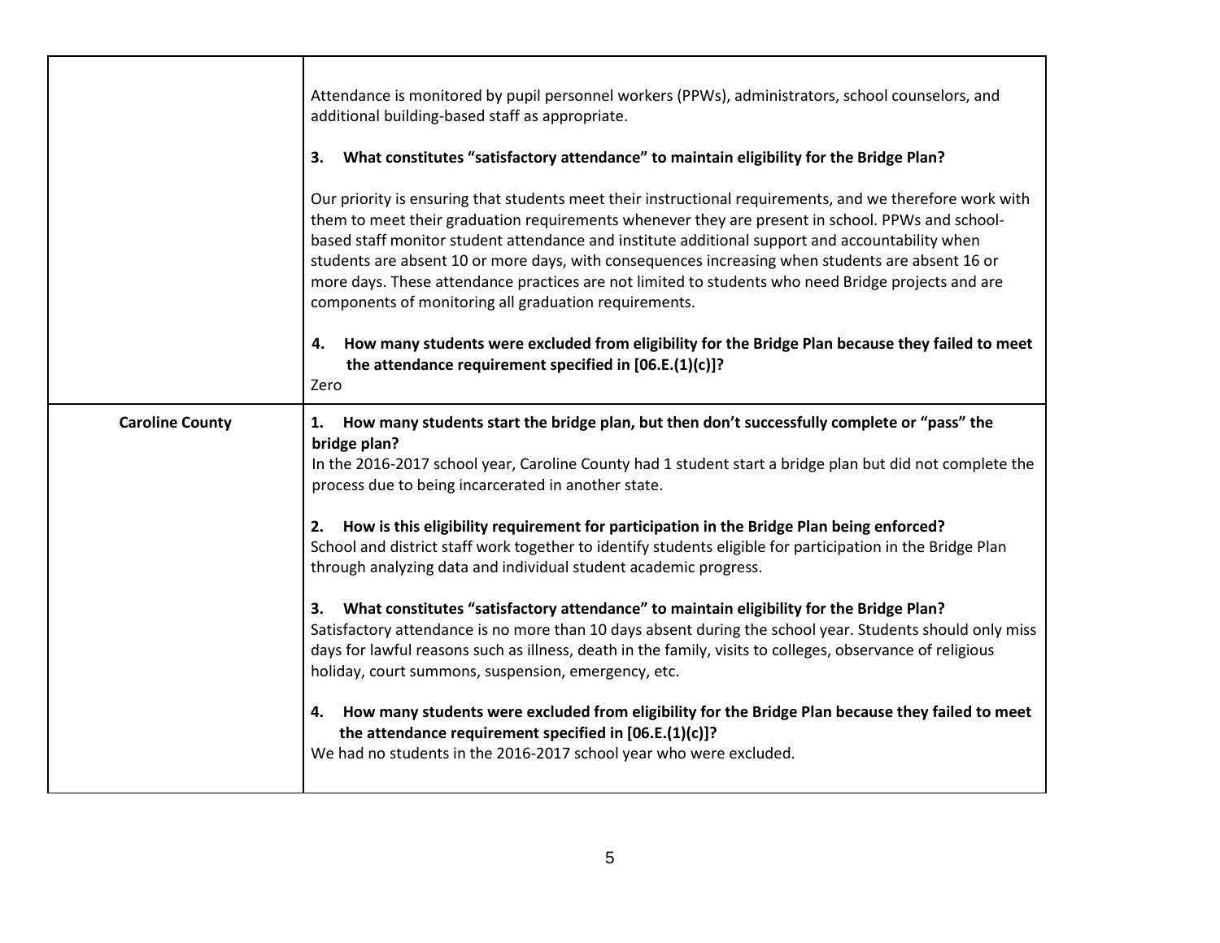| | |
|---|---|
| | Attendance is monitored by pupil personnel workers (PPWs), administrators, school counselors, and additional building-based staff as appropriate.<br><br>**3. What constitutes "satisfactory attendance" to maintain eligibility for the Bridge Plan?**<br><br>Our priority is ensuring that students meet their instructional requirements, and we therefore work with them to meet their graduation requirements whenever they are present in school. PPWs and school-based staff monitor student attendance and institute additional support and accountability when students are absent 10 or more days, with consequences increasing when students are absent 16 or more days. These attendance practices are not limited to students who need Bridge projects and are components of monitoring all graduation requirements.<br><br>**4. How many students were excluded from eligibility for the Bridge Plan because they failed to meet the attendance requirement specified in [06.E.(1)(c)]?**<br>Zero |
| **Caroline County** | **1. How many students start the bridge plan, but then don't successfully complete or "pass" the bridge plan?**<br>In the 2016-2017 school year, Caroline County had 1 student start a bridge plan but did not complete the process due to being incarcerated in another state.<br><br>**2. How is this eligibility requirement for participation in the Bridge Plan being enforced?**<br>School and district staff work together to identify students eligible for participation in the Bridge Plan through analyzing data and individual student academic progress.<br><br>**3. What constitutes "satisfactory attendance" to maintain eligibility for the Bridge Plan?**<br>Satisfactory attendance is no more than 10 days absent during the school year. Students should only miss days for lawful reasons such as illness, death in the family, visits to colleges, observance of religious holiday, court summons, suspension, emergency, etc.<br><br>**4. How many students were excluded from eligibility for the Bridge Plan because they failed to meet the attendance requirement specified in [06.E.(1)(c)]?**<br>We had no students in the 2016-2017 school year who were excluded. |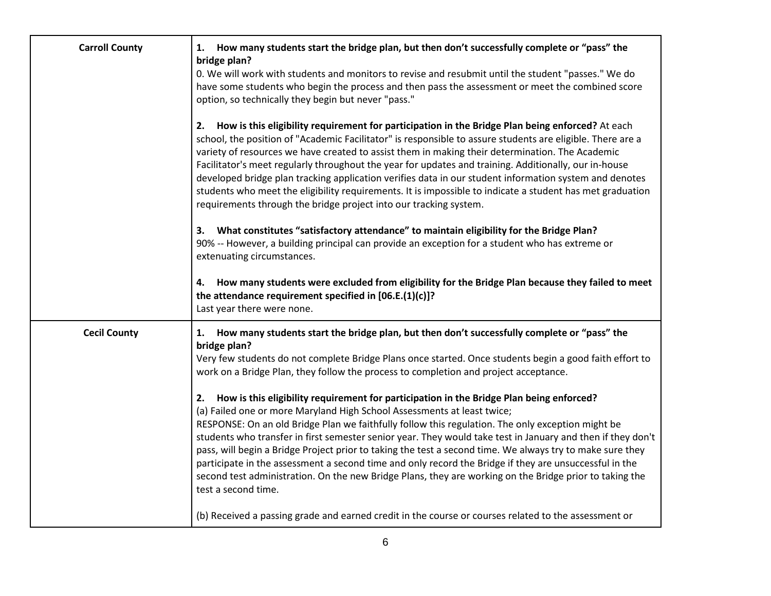| | |
|---|---|
| **Carroll County** | **1. How many students start the bridge plan, but then don't successfully complete or "pass" the bridge plan?**<br>0. We will work with students and monitors to revise and resubmit until the student "passes." We do have some students who begin the process and then pass the assessment or meet the combined score option, so technically they begin but never "pass."<br><br>**2. How is this eligibility requirement for participation in the Bridge Plan being enforced?** At each school, the position of "Academic Facilitator" is responsible to assure students are eligible. There are a variety of resources we have created to assist them in making their determination. The Academic Facilitator's meet regularly throughout the year for updates and training. Additionally, our in-house developed bridge plan tracking application verifies data in our student information system and denotes students who meet the eligibility requirements. It is impossible to indicate a student has met graduation requirements through the bridge project into our tracking system.<br><br>**3. What constitutes "satisfactory attendance" to maintain eligibility for the Bridge Plan?**<br>90% -- However, a building principal can provide an exception for a student who has extreme or extenuating circumstances.<br><br>**4. How many students were excluded from eligibility for the Bridge Plan because they failed to meet the attendance requirement specified in [06.E.(1)(c)]?**<br>Last year there were none. |
| **Cecil County** | **1. How many students start the bridge plan, but then don't successfully complete or "pass" the bridge plan?**<br>Very few students do not complete Bridge Plans once started. Once students begin a good faith effort to work on a Bridge Plan, they follow the process to completion and project acceptance.<br><br>**2. How is this eligibility requirement for participation in the Bridge Plan being enforced?**<br>(a) Failed one or more Maryland High School Assessments at least twice;<br>RESPONSE: On an old Bridge Plan we faithfully follow this regulation. The only exception might be students who transfer in first semester senior year. They would take test in January and then if they don't pass, will begin a Bridge Project prior to taking the test a second time. We always try to make sure they participate in the assessment a second time and only record the Bridge if they are unsuccessful in the second test administration. On the new Bridge Plans, they are working on the Bridge prior to taking the test a second time.<br><br>(b) Received a passing grade and earned credit in the course or courses related to the assessment or |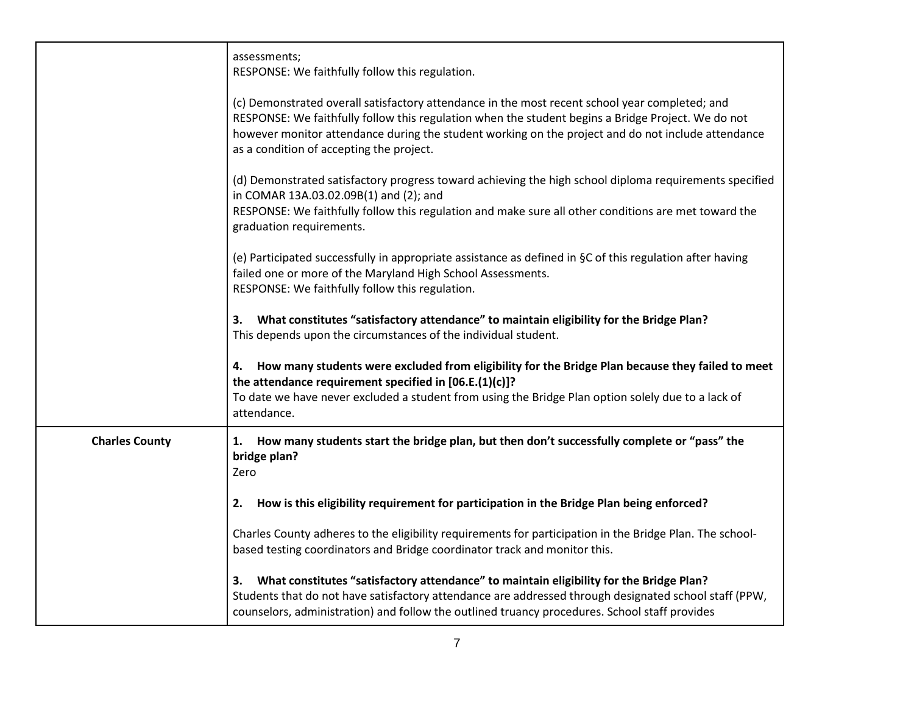| | |
|---|---|
| | assessments;<br>RESPONSE: We faithfully follow this regulation.<br><br>(c) Demonstrated overall satisfactory attendance in the most recent school year completed; and<br>RESPONSE: We faithfully follow this regulation when the student begins a Bridge Project. We do not however monitor attendance during the student working on the project and do not include attendance as a condition of accepting the project.<br><br>(d) Demonstrated satisfactory progress toward achieving the high school diploma requirements specified in COMAR 13A.03.02.09B(1) and (2); and<br>RESPONSE: We faithfully follow this regulation and make sure all other conditions are met toward the graduation requirements.<br><br>(e) Participated successfully in appropriate assistance as defined in §C of this regulation after having failed one or more of the Maryland High School Assessments.<br>RESPONSE: We faithfully follow this regulation.<br><br>**3. What constitutes "satisfactory attendance" to maintain eligibility for the Bridge Plan?**<br>This depends upon the circumstances of the individual student.<br><br>**4. How many students were excluded from eligibility for the Bridge Plan because they failed to meet the attendance requirement specified in [06.E.(1)(c)]?**<br>To date we have never excluded a student from using the Bridge Plan option solely due to a lack of attendance. |
| **Charles County** | **1. How many students start the bridge plan, but then don't successfully complete or "pass" the bridge plan?**<br>Zero<br><br>**2. How is this eligibility requirement for participation in the Bridge Plan being enforced?**<br><br>Charles County adheres to the eligibility requirements for participation in the Bridge Plan. The school-based testing coordinators and Bridge coordinator track and monitor this.<br><br>**3. What constitutes "satisfactory attendance" to maintain eligibility for the Bridge Plan?**<br>Students that do not have satisfactory attendance are addressed through designated school staff (PPW, counselors, administration) and follow the outlined truancy procedures. School staff provides |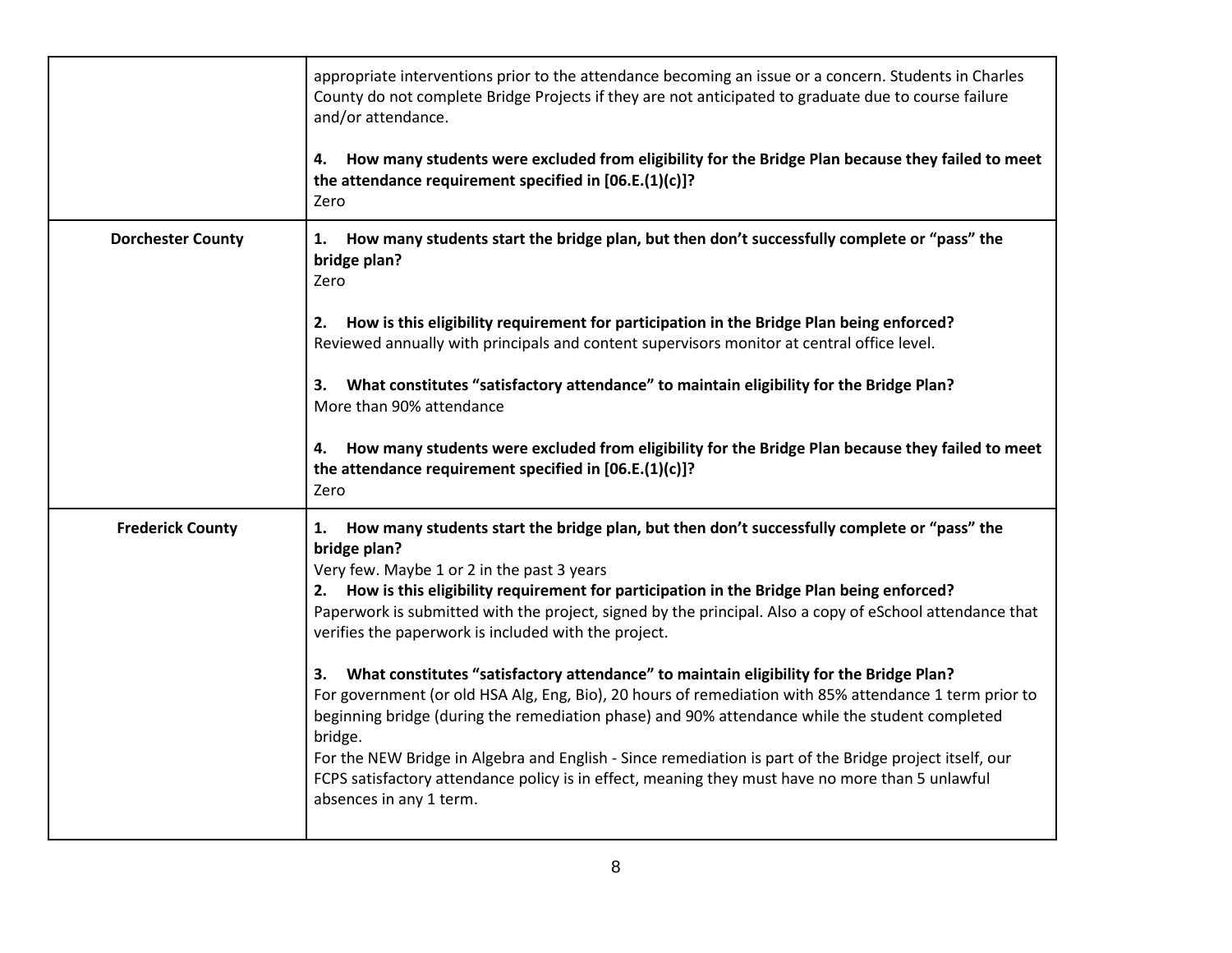| | |
|---|---|
| | appropriate interventions prior to the attendance becoming an issue or a concern. Students in Charles County do not complete Bridge Projects if they are not anticipated to graduate due to course failure and/or attendance.<br><br>**4. How many students were excluded from eligibility for the Bridge Plan because they failed to meet the attendance requirement specified in [06.E.(1)(c)]?**<br>Zero |
| **Dorchester County** | **1. How many students start the bridge plan, but then don't successfully complete or "pass" the bridge plan?**<br>Zero<br><br>**2. How is this eligibility requirement for participation in the Bridge Plan being enforced?**<br>Reviewed annually with principals and content supervisors monitor at central office level.<br><br>**3. What constitutes "satisfactory attendance" to maintain eligibility for the Bridge Plan?**<br>More than 90% attendance<br><br>**4. How many students were excluded from eligibility for the Bridge Plan because they failed to meet the attendance requirement specified in [06.E.(1)(c)]?**<br>Zero |
| **Frederick County** | **1. How many students start the bridge plan, but then don't successfully complete or "pass" the bridge plan?**<br>Very few. Maybe 1 or 2 in the past 3 years<br>**2. How is this eligibility requirement for participation in the Bridge Plan being enforced?**<br>Paperwork is submitted with the project, signed by the principal. Also a copy of eSchool attendance that verifies the paperwork is included with the project.<br><br>**3. What constitutes "satisfactory attendance" to maintain eligibility for the Bridge Plan?**<br>For government (or old HSA Alg, Eng, Bio), 20 hours of remediation with 85% attendance 1 term prior to beginning bridge (during the remediation phase) and 90% attendance while the student completed bridge.<br>For the NEW Bridge in Algebra and English - Since remediation is part of the Bridge project itself, our FCPS satisfactory attendance policy is in effect, meaning they must have no more than 5 unlawful absences in any 1 term. |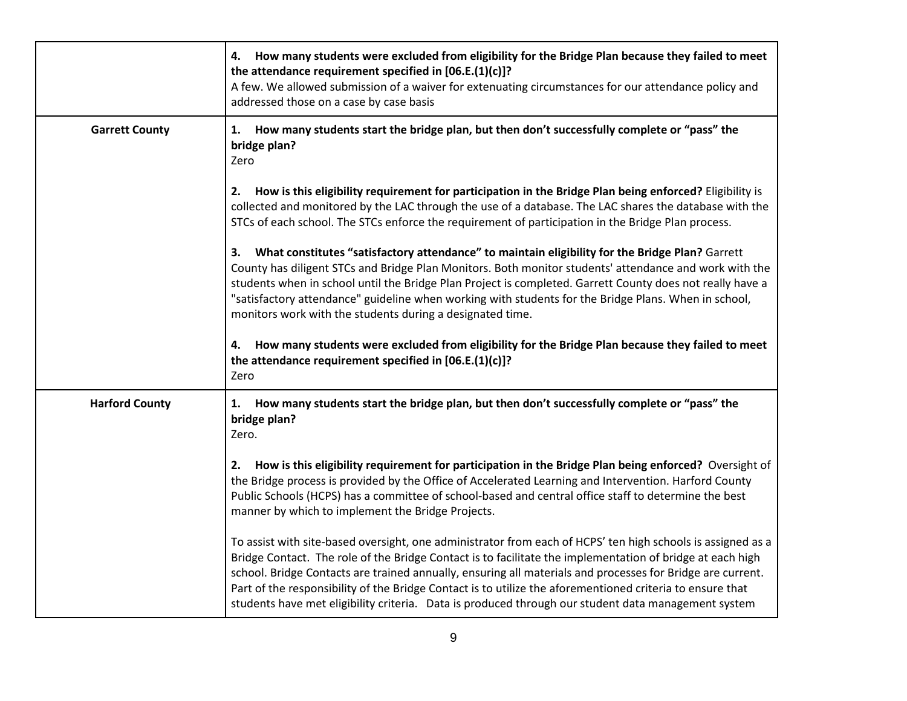| | |
|---|---|
| | **4. How many students were excluded from eligibility for the Bridge Plan because they failed to meet the attendance requirement specified in [06.E.(1)(c)]?**<br>A few. We allowed submission of a waiver for extenuating circumstances for our attendance policy and addressed those on a case by case basis |
| **Garrett County** | **1. How many students start the bridge plan, but then don't successfully complete or "pass" the bridge plan?**<br>Zero<br><br>**2. How is this eligibility requirement for participation in the Bridge Plan being enforced?** Eligibility is collected and monitored by the LAC through the use of a database. The LAC shares the database with the STCs of each school. The STCs enforce the requirement of participation in the Bridge Plan process.<br><br>**3. What constitutes "satisfactory attendance" to maintain eligibility for the Bridge Plan?** Garrett County has diligent STCs and Bridge Plan Monitors. Both monitor students' attendance and work with the students when in school until the Bridge Plan Project is completed. Garrett County does not really have a "satisfactory attendance" guideline when working with students for the Bridge Plans. When in school, monitors work with the students during a designated time.<br><br>**4. How many students were excluded from eligibility for the Bridge Plan because they failed to meet the attendance requirement specified in [06.E.(1)(c)]?**<br>Zero |
| **Harford County** | **1. How many students start the bridge plan, but then don't successfully complete or "pass" the bridge plan?**<br>Zero.<br><br>**2. How is this eligibility requirement for participation in the Bridge Plan being enforced?** Oversight of the Bridge process is provided by the Office of Accelerated Learning and Intervention. Harford County Public Schools (HCPS) has a committee of school-based and central office staff to determine the best manner by which to implement the Bridge Projects.<br><br>To assist with site-based oversight, one administrator from each of HCPS' ten high schools is assigned as a Bridge Contact. The role of the Bridge Contact is to facilitate the implementation of bridge at each high school. Bridge Contacts are trained annually, ensuring all materials and processes for Bridge are current. Part of the responsibility of the Bridge Contact is to utilize the aforementioned criteria to ensure that students have met eligibility criteria. Data is produced through our student data management system |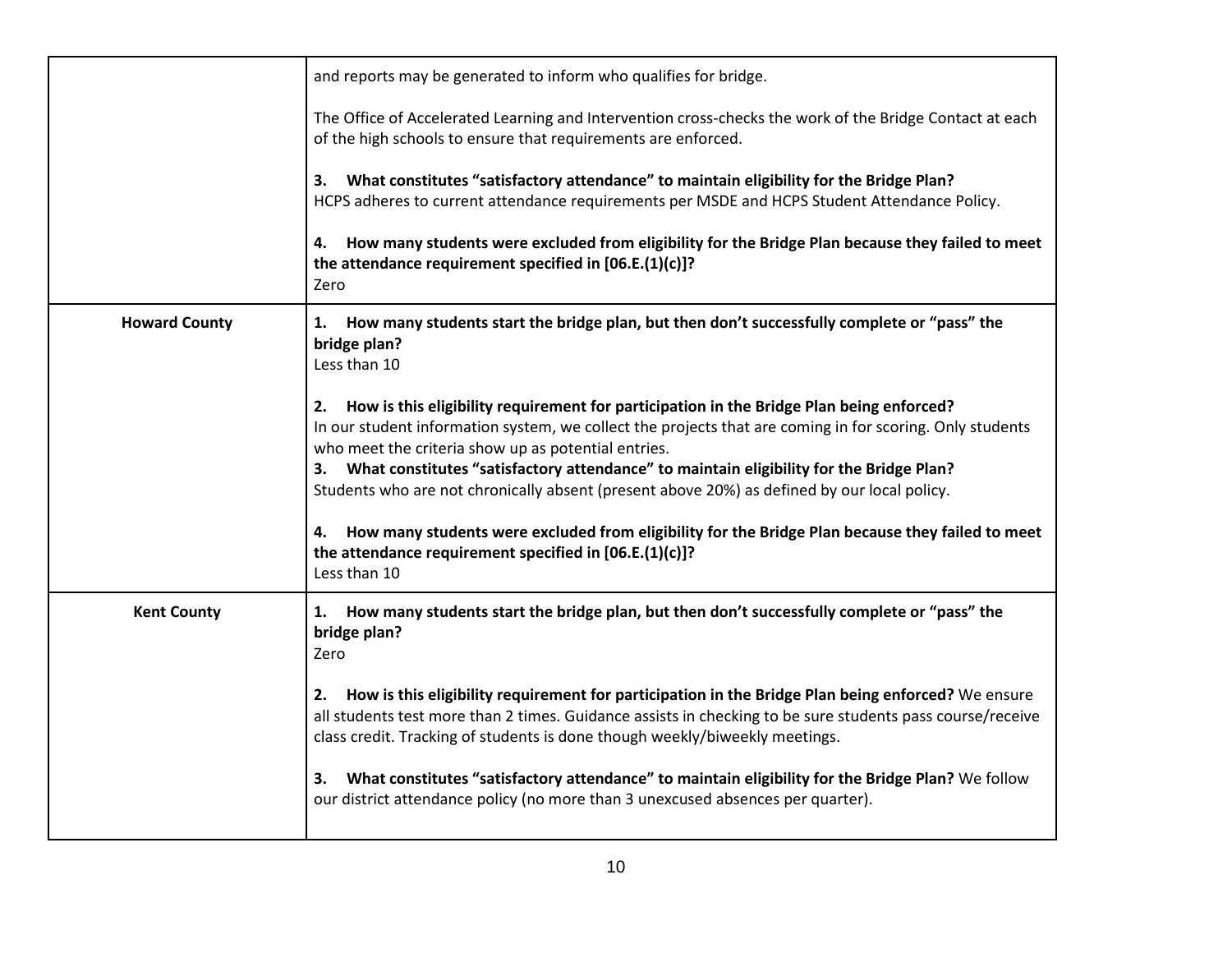| | |
|---|---|
| | and reports may be generated to inform who qualifies for bridge.<br><br>The Office of Accelerated Learning and Intervention cross-checks the work of the Bridge Contact at each of the high schools to ensure that requirements are enforced.<br><br>**3. What constitutes "satisfactory attendance" to maintain eligibility for the Bridge Plan?**<br>HCPS adheres to current attendance requirements per MSDE and HCPS Student Attendance Policy.<br><br>**4. How many students were excluded from eligibility for the Bridge Plan because they failed to meet the attendance requirement specified in [06.E.(1)(c)]?**<br>Zero |
| **Howard County** | **1. How many students start the bridge plan, but then don't successfully complete or "pass" the bridge plan?**<br>Less than 10<br><br>**2. How is this eligibility requirement for participation in the Bridge Plan being enforced?**<br>In our student information system, we collect the projects that are coming in for scoring. Only students who meet the criteria show up as potential entries.<br>**3. What constitutes "satisfactory attendance" to maintain eligibility for the Bridge Plan?**<br>Students who are not chronically absent (present above 20%) as defined by our local policy.<br><br>**4. How many students were excluded from eligibility for the Bridge Plan because they failed to meet the attendance requirement specified in [06.E.(1)(c)]?**<br>Less than 10 |
| **Kent County** | **1. How many students start the bridge plan, but then don't successfully complete or "pass" the bridge plan?**<br>Zero<br><br>**2. How is this eligibility requirement for participation in the Bridge Plan being enforced?** We ensure all students test more than 2 times. Guidance assists in checking to be sure students pass course/receive class credit. Tracking of students is done though weekly/biweekly meetings.<br><br>**3. What constitutes "satisfactory attendance" to maintain eligibility for the Bridge Plan?** We follow our district attendance policy (no more than 3 unexcused absences per quarter). |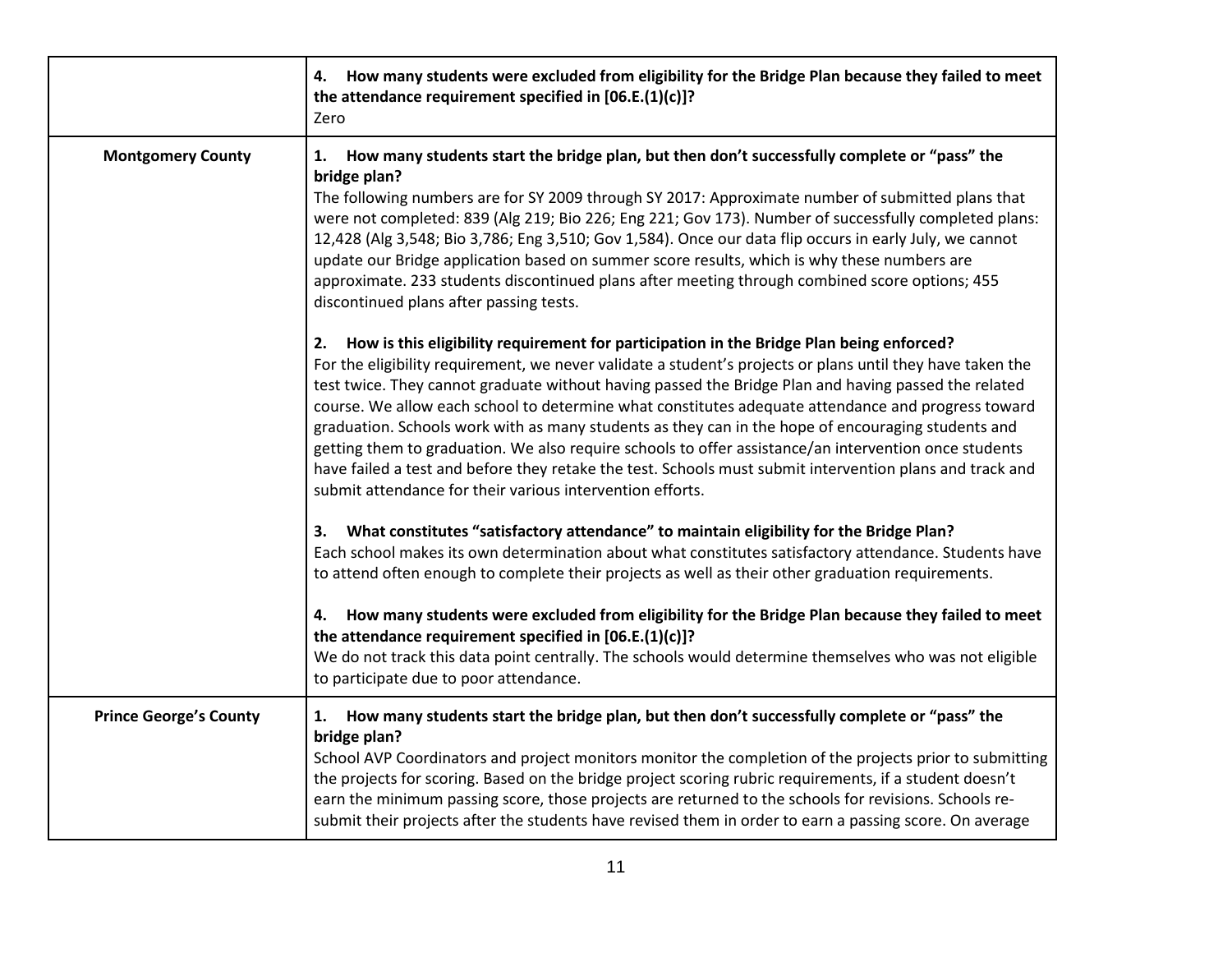| | |
|---|---|
| | **4. How many students were excluded from eligibility for the Bridge Plan because they failed to meet the attendance requirement specified in [06.E.(1)(c)]?**<br>Zero |
| **Montgomery County** | **1. How many students start the bridge plan, but then don't successfully complete or "pass" the bridge plan?**<br>The following numbers are for SY 2009 through SY 2017: Approximate number of submitted plans that were not completed: 839 (Alg 219; Bio 226; Eng 221; Gov 173). Number of successfully completed plans: 12,428 (Alg 3,548; Bio 3,786; Eng 3,510; Gov 1,584). Once our data flip occurs in early July, we cannot update our Bridge application based on summer score results, which is why these numbers are approximate. 233 students discontinued plans after meeting through combined score options; 455 discontinued plans after passing tests.<br><br>**2. How is this eligibility requirement for participation in the Bridge Plan being enforced?**<br>For the eligibility requirement, we never validate a student's projects or plans until they have taken the test twice. They cannot graduate without having passed the Bridge Plan and having passed the related course. We allow each school to determine what constitutes adequate attendance and progress toward graduation. Schools work with as many students as they can in the hope of encouraging students and getting them to graduation. We also require schools to offer assistance/an intervention once students have failed a test and before they retake the test. Schools must submit intervention plans and track and submit attendance for their various intervention efforts.<br><br>**3. What constitutes "satisfactory attendance" to maintain eligibility for the Bridge Plan?**<br>Each school makes its own determination about what constitutes satisfactory attendance. Students have to attend often enough to complete their projects as well as their other graduation requirements.<br><br>**4. How many students were excluded from eligibility for the Bridge Plan because they failed to meet the attendance requirement specified in [06.E.(1)(c)]?**<br>We do not track this data point centrally. The schools would determine themselves who was not eligible to participate due to poor attendance. |
| **Prince George's County** | **1. How many students start the bridge plan, but then don't successfully complete or "pass" the bridge plan?**<br>School AVP Coordinators and project monitors monitor the completion of the projects prior to submitting the projects for scoring. Based on the bridge project scoring rubric requirements, if a student doesn't earn the minimum passing score, those projects are returned to the schools for revisions. Schools re-submit their projects after the students have revised them in order to earn a passing score. On average |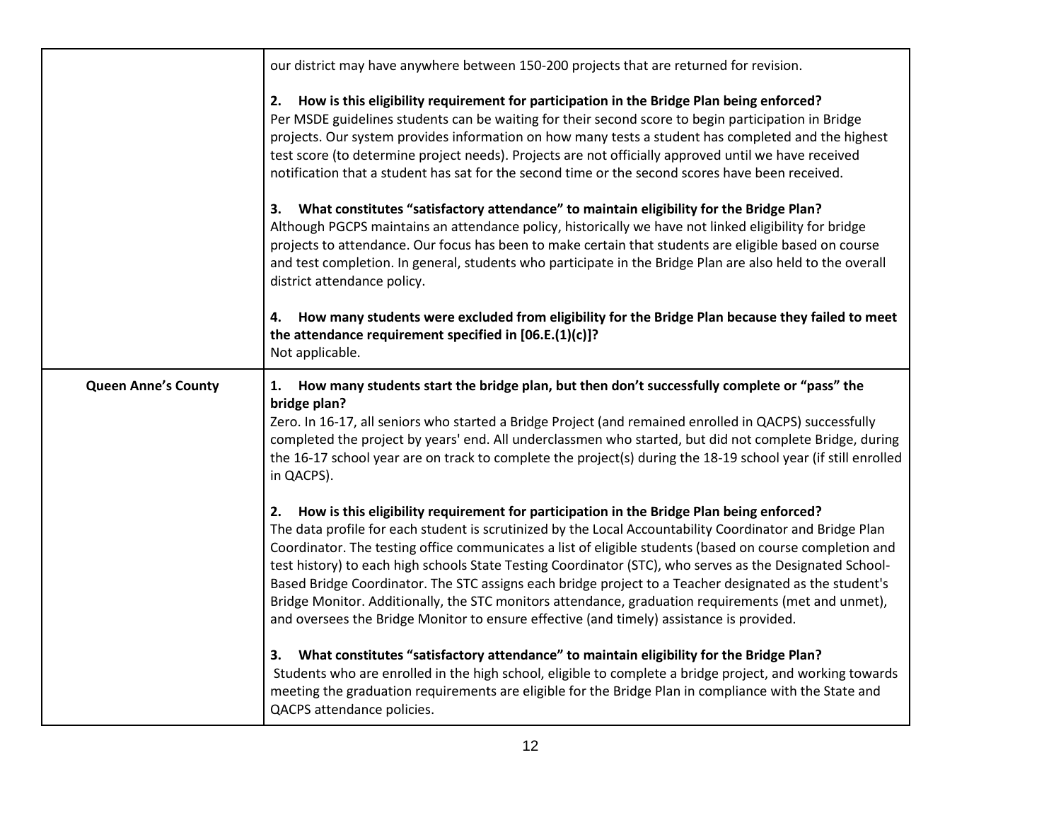| | |
|---|---|
| | our district may have anywhere between 150-200 projects that are returned for revision.<br><br>**2. How is this eligibility requirement for participation in the Bridge Plan being enforced?**<br>Per MSDE guidelines students can be waiting for their second score to begin participation in Bridge projects. Our system provides information on how many tests a student has completed and the highest test score (to determine project needs). Projects are not officially approved until we have received notification that a student has sat for the second time or the second scores have been received.<br><br>**3. What constitutes "satisfactory attendance" to maintain eligibility for the Bridge Plan?**<br>Although PGCPS maintains an attendance policy, historically we have not linked eligibility for bridge projects to attendance. Our focus has been to make certain that students are eligible based on course and test completion. In general, students who participate in the Bridge Plan are also held to the overall district attendance policy.<br><br>**4. How many students were excluded from eligibility for the Bridge Plan because they failed to meet the attendance requirement specified in [06.E.(1)(c)]?**<br>Not applicable. |
| **Queen Anne's County** | **1. How many students start the bridge plan, but then don't successfully complete or "pass" the bridge plan?**<br>Zero. In 16-17, all seniors who started a Bridge Project (and remained enrolled in QACPS) successfully completed the project by years' end. All underclassmen who started, but did not complete Bridge, during the 16-17 school year are on track to complete the project(s) during the 18-19 school year (if still enrolled in QACPS).<br><br>**2. How is this eligibility requirement for participation in the Bridge Plan being enforced?**<br>The data profile for each student is scrutinized by the Local Accountability Coordinator and Bridge Plan Coordinator. The testing office communicates a list of eligible students (based on course completion and test history) to each high schools State Testing Coordinator (STC), who serves as the Designated School-Based Bridge Coordinator. The STC assigns each bridge project to a Teacher designated as the student's Bridge Monitor. Additionally, the STC monitors attendance, graduation requirements (met and unmet), and oversees the Bridge Monitor to ensure effective (and timely) assistance is provided.<br><br>**3. What constitutes "satisfactory attendance" to maintain eligibility for the Bridge Plan?**<br>Students who are enrolled in the high school, eligible to complete a bridge project, and working towards meeting the graduation requirements are eligible for the Bridge Plan in compliance with the State and QACPS attendance policies. |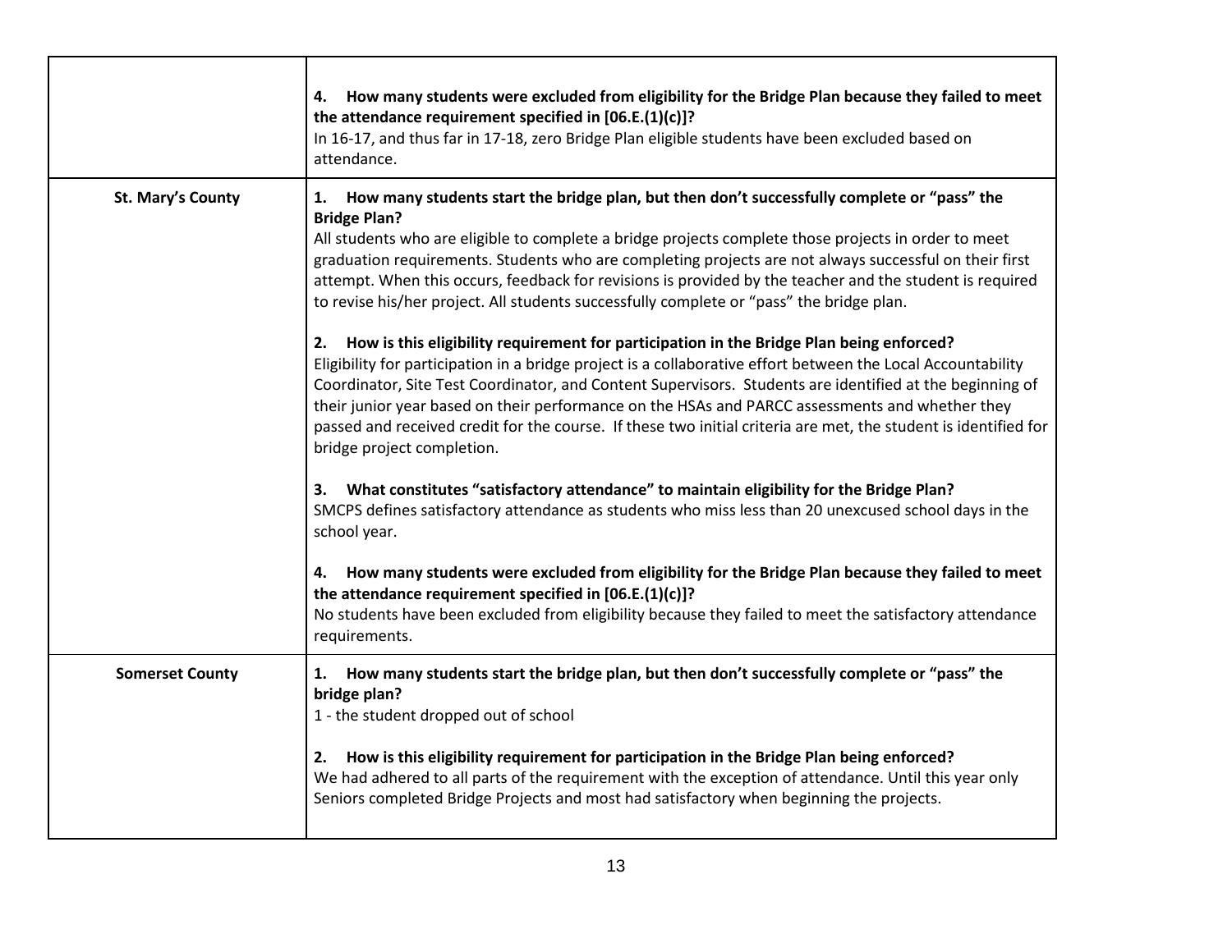| | |
|---|---|
| | **4. How many students were excluded from eligibility for the Bridge Plan because they failed to meet the attendance requirement specified in [06.E.(1)(c)]?**<br>In 16-17, and thus far in 17-18, zero Bridge Plan eligible students have been excluded based on attendance. |
| **St. Mary's County** | **1. How many students start the bridge plan, but then don't successfully complete or "pass" the Bridge Plan?**<br>All students who are eligible to complete a bridge projects complete those projects in order to meet graduation requirements. Students who are completing projects are not always successful on their first attempt. When this occurs, feedback for revisions is provided by the teacher and the student is required to revise his/her project. All students successfully complete or "pass" the bridge plan.<br><br>**2. How is this eligibility requirement for participation in the Bridge Plan being enforced?**<br>Eligibility for participation in a bridge project is a collaborative effort between the Local Accountability Coordinator, Site Test Coordinator, and Content Supervisors. Students are identified at the beginning of their junior year based on their performance on the HSAs and PARCC assessments and whether they passed and received credit for the course. If these two initial criteria are met, the student is identified for bridge project completion.<br><br>**3. What constitutes "satisfactory attendance" to maintain eligibility for the Bridge Plan?**<br>SMCPS defines satisfactory attendance as students who miss less than 20 unexcused school days in the school year.<br><br>**4. How many students were excluded from eligibility for the Bridge Plan because they failed to meet the attendance requirement specified in [06.E.(1)(c)]?**<br>No students have been excluded from eligibility because they failed to meet the satisfactory attendance requirements. |
| **Somerset County** | **1. How many students start the bridge plan, but then don't successfully complete or "pass" the bridge plan?**<br>1 - the student dropped out of school<br><br>**2. How is this eligibility requirement for participation in the Bridge Plan being enforced?**<br>We had adhered to all parts of the requirement with the exception of attendance. Until this year only Seniors completed Bridge Projects and most had satisfactory when beginning the projects. |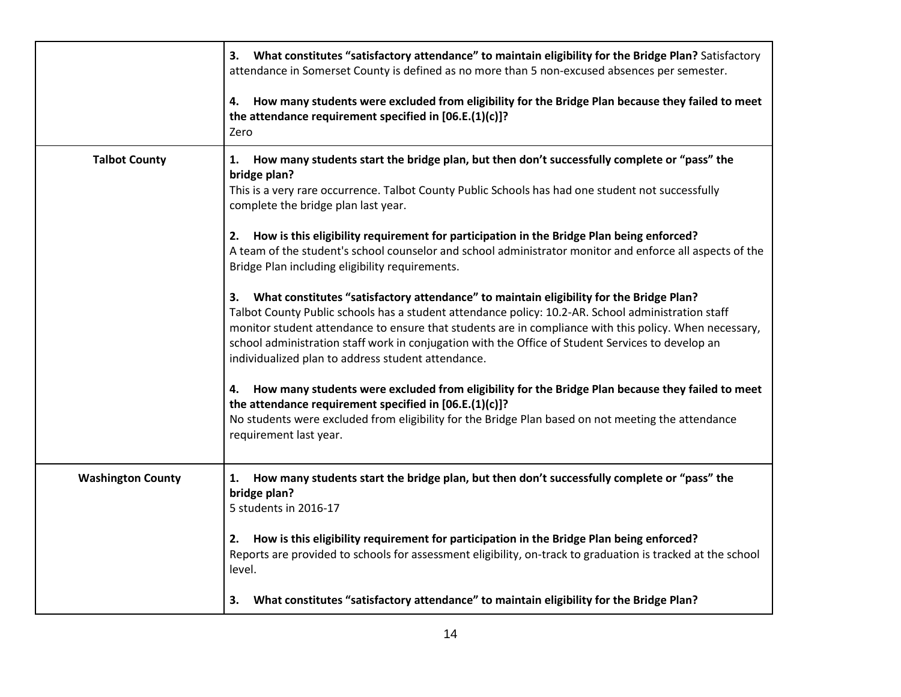| | |
|---|---|
| | **3. What constitutes "satisfactory attendance" to maintain eligibility for the Bridge Plan?** Satisfactory attendance in Somerset County is defined as no more than 5 non-excused absences per semester.<br><br>**4. How many students were excluded from eligibility for the Bridge Plan because they failed to meet the attendance requirement specified in [06.E.(1)(c)]?**<br>Zero |
| **Talbot County** | **1. How many students start the bridge plan, but then don't successfully complete or "pass" the bridge plan?**<br>This is a very rare occurrence. Talbot County Public Schools has had one student not successfully complete the bridge plan last year.<br><br>**2. How is this eligibility requirement for participation in the Bridge Plan being enforced?**<br>A team of the student's school counselor and school administrator monitor and enforce all aspects of the Bridge Plan including eligibility requirements.<br><br>**3. What constitutes "satisfactory attendance" to maintain eligibility for the Bridge Plan?**<br>Talbot County Public schools has a student attendance policy: 10.2-AR. School administration staff monitor student attendance to ensure that students are in compliance with this policy. When necessary, school administration staff work in conjugation with the Office of Student Services to develop an individualized plan to address student attendance.<br><br>**4. How many students were excluded from eligibility for the Bridge Plan because they failed to meet the attendance requirement specified in [06.E.(1)(c)]?**<br>No students were excluded from eligibility for the Bridge Plan based on not meeting the attendance requirement last year. |
| **Washington County** | **1. How many students start the bridge plan, but then don't successfully complete or "pass" the bridge plan?**<br>5 students in 2016-17<br><br>**2. How is this eligibility requirement for participation in the Bridge Plan being enforced?**<br>Reports are provided to schools for assessment eligibility, on-track to graduation is tracked at the school level.<br><br>**3. What constitutes "satisfactory attendance" to maintain eligibility for the Bridge Plan?** |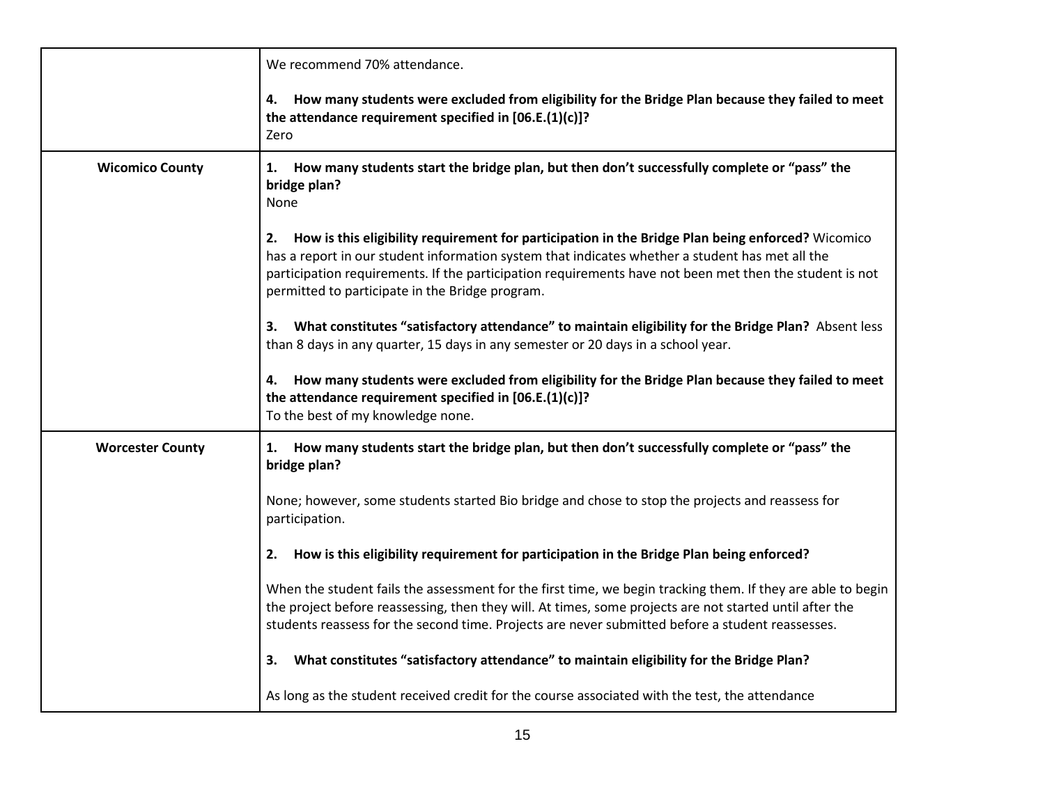| | |
|---|---|
| | We recommend 70% attendance.<br><br>**4. How many students were excluded from eligibility for the Bridge Plan because they failed to meet the attendance requirement specified in [06.E.(1)(c)]?**<br>Zero |
| **Wicomico County** | **1. How many students start the bridge plan, but then don't successfully complete or "pass" the bridge plan?**<br>None<br><br>**2. How is this eligibility requirement for participation in the Bridge Plan being enforced?** Wicomico has a report in our student information system that indicates whether a student has met all the participation requirements. If the participation requirements have not been met then the student is not permitted to participate in the Bridge program.<br><br>**3. What constitutes "satisfactory attendance" to maintain eligibility for the Bridge Plan?** Absent less than 8 days in any quarter, 15 days in any semester or 20 days in a school year.<br><br>**4. How many students were excluded from eligibility for the Bridge Plan because they failed to meet the attendance requirement specified in [06.E.(1)(c)]?**<br>To the best of my knowledge none. |
| **Worcester County** | **1. How many students start the bridge plan, but then don't successfully complete or "pass" the bridge plan?**<br><br>None; however, some students started Bio bridge and chose to stop the projects and reassess for participation.<br><br>**2. How is this eligibility requirement for participation in the Bridge Plan being enforced?**<br><br>When the student fails the assessment for the first time, we begin tracking them. If they are able to begin the project before reassessing, then they will. At times, some projects are not started until after the students reassess for the second time. Projects are never submitted before a student reassesses.<br><br>**3. What constitutes "satisfactory attendance" to maintain eligibility for the Bridge Plan?**<br><br>As long as the student received credit for the course associated with the test, the attendance |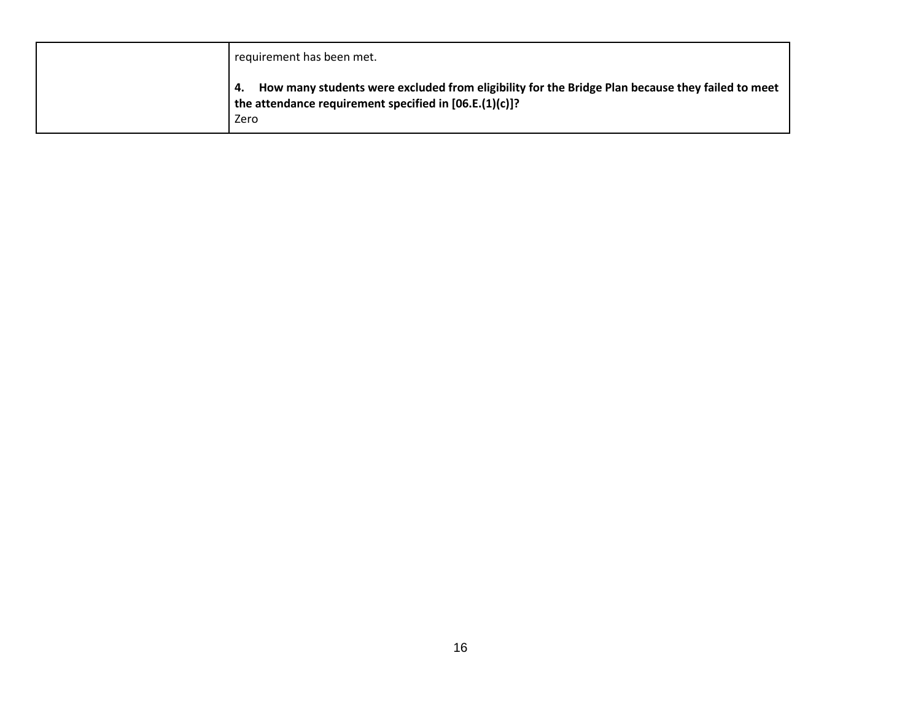| | |
|---|---|
| | requirement has been met.<br><br>**4. How many students were excluded from eligibility for the Bridge Plan because they failed to meet the attendance requirement specified in [06.E.(1)(c)]?**<br>Zero |